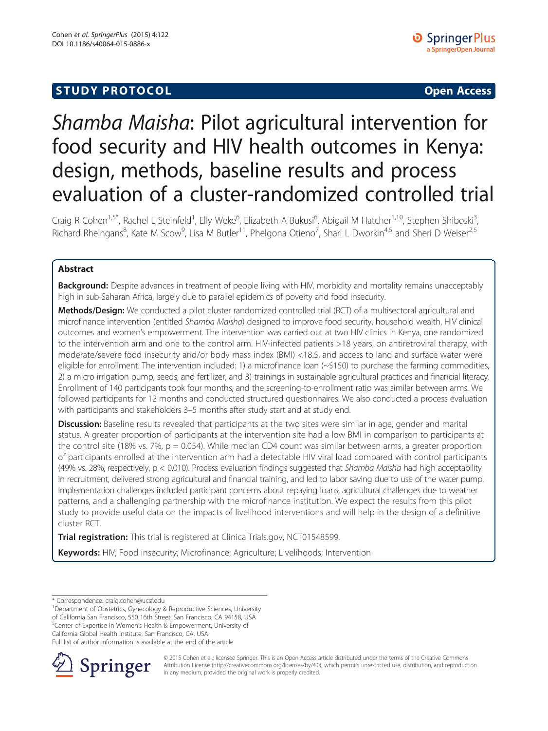**STUDY PROTOCOL** **Open Access**

# *Shamba Maisha*: Pilot agricultural intervention for food security and HIV health outcomes in Kenya: design, methods, baseline results and process evaluation of a cluster-randomized controlled trial

Craig R Cohen[1,5*], Rachel L Steinfeld[1], Elly Weke[6], Elizabeth A Bukusi[6], Abigail M Hatcher[1,10], Stephen Shiboski[3], Richard Rheingans[8], Kate M Scow[9], Lisa M Butler[11], Phelgona Otieno[7], Shari L Dworkin[4,5] and Sheri D Weiser[2,5]

## Abstract

**Background:** Despite advances in treatment of people living with HIV, morbidity and mortality remains unacceptably high in sub-Saharan Africa, largely due to parallel epidemics of poverty and food insecurity.

**Methods/Design:** We conducted a pilot cluster randomized controlled trial (RCT) of a multisectoral agricultural and microfinance intervention (entitled *Shamba Maisha*) designed to improve food security, household wealth, HIV clinical outcomes and women's empowerment. The intervention was carried out at two HIV clinics in Kenya, one randomized to the intervention arm and one to the control arm. HIV-infected patients >18 years, on antiretroviral therapy, with moderate/severe food insecurity and/or body mass index (BMI) <18.5, and access to land and surface water were eligible for enrollment. The intervention included: 1) a microfinance loan (~$150) to purchase the farming commodities, 2) a micro-irrigation pump, seeds, and fertilizer, and 3) trainings in sustainable agricultural practices and financial literacy. Enrollment of 140 participants took four months, and the screening-to-enrollment ratio was similar between arms. We followed participants for 12 months and conducted structured questionnaires. We also conducted a process evaluation with participants and stakeholders 3–5 months after study start and at study end.

**Discussion:** Baseline results revealed that participants at the two sites were similar in age, gender and marital status. A greater proportion of participants at the intervention site had a low BMI in comparison to participants at the control site (18% vs. 7%, $p = 0.054$). While median CD4 count was similar between arms, a greater proportion of participants enrolled at the intervention arm had a detectable HIV viral load compared with control participants (49% vs. 28%, respectively, $p < 0.010$). Process evaluation findings suggested that *Shamba Maisha* had high acceptability in recruitment, delivered strong agricultural and financial training, and led to labor saving due to use of the water pump. Implementation challenges included participant concerns about repaying loans, agricultural challenges due to weather patterns, and a challenging partnership with the microfinance institution. We expect the results from this pilot study to provide useful data on the impacts of livelihood interventions and will help in the design of a definitive cluster RCT.

**Trial registration:** This trial is registered at ClinicalTrials.gov, NCT01548599.

**Keywords:** HIV; Food insecurity; Microfinance; Agriculture; Livelihoods; Intervention

\* Correspondence: craig.cohen@ucsf.edu
[1]Department of Obstetrics, Gynecology & Reproductive Sciences, University of California San Francisco, 550 16th Street, San Francisco, CA 94158, USA
[5]Center of Expertise in Women's Health & Empowerment, University of California Global Health Institute, San Francisco, CA, USA
Full list of author information is available at the end of the article

© 2015 Cohen et al.; licensee Springer. This is an Open Access article distributed under the terms of the Creative Commons Attribution License (http://creativecommons.org/licenses/by/4.0), which permits unrestricted use, distribution, and reproduction in any medium, provided the original work is properly credited.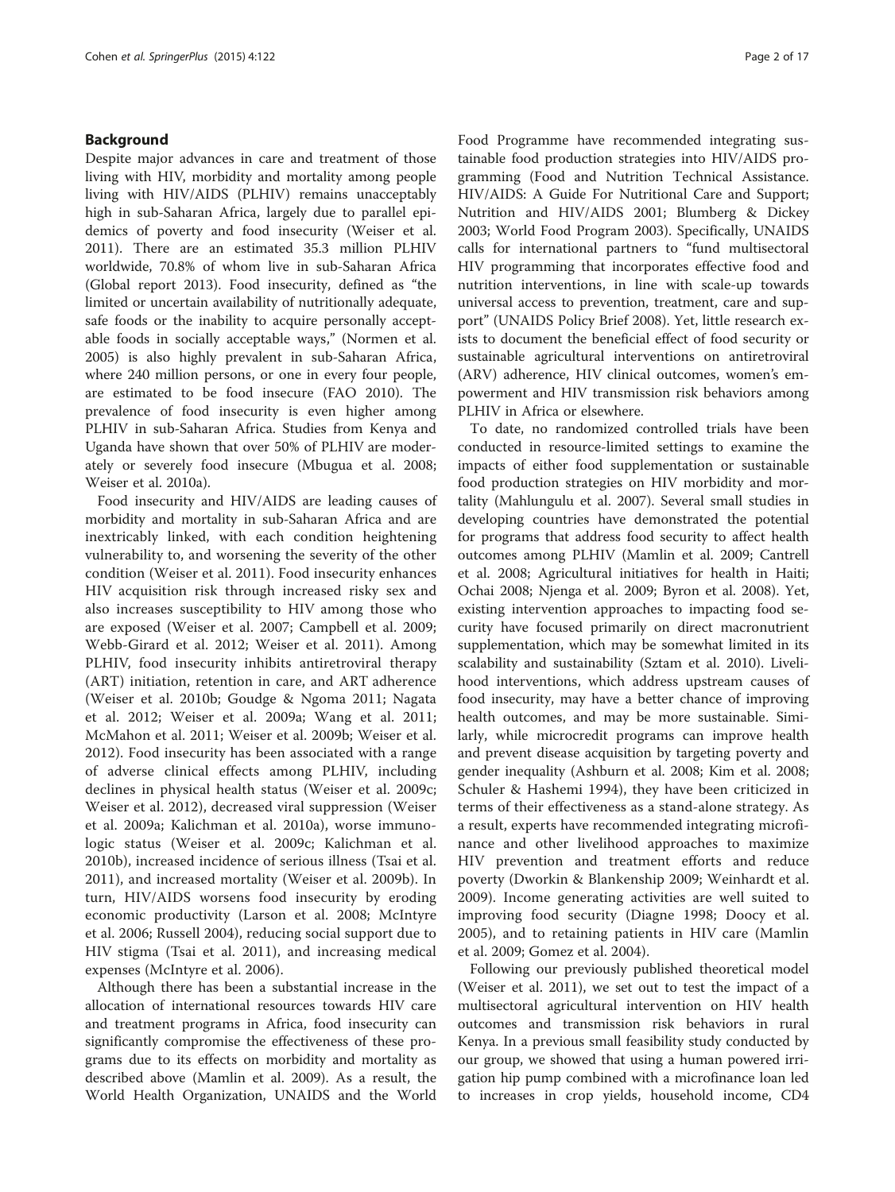## Background

Despite major advances in care and treatment of those living with HIV, morbidity and mortality among people living with HIV/AIDS (PLHIV) remains unacceptably high in sub-Saharan Africa, largely due to parallel epidemics of poverty and food insecurity (Weiser et al. 2011). There are an estimated 35.3 million PLHIV worldwide, 70.8% of whom live in sub-Saharan Africa (Global report 2013). Food insecurity, defined as "the limited or uncertain availability of nutritionally adequate, safe foods or the inability to acquire personally acceptable foods in socially acceptable ways," (Normen et al. 2005) is also highly prevalent in sub-Saharan Africa, where 240 million persons, or one in every four people, are estimated to be food insecure (FAO 2010). The prevalence of food insecurity is even higher among PLHIV in sub-Saharan Africa. Studies from Kenya and Uganda have shown that over 50% of PLHIV are moderately or severely food insecure (Mbugua et al. 2008; Weiser et al. 2010a).

Food insecurity and HIV/AIDS are leading causes of morbidity and mortality in sub-Saharan Africa and are inextricably linked, with each condition heightening vulnerability to, and worsening the severity of the other condition (Weiser et al. 2011). Food insecurity enhances HIV acquisition risk through increased risky sex and also increases susceptibility to HIV among those who are exposed (Weiser et al. 2007; Campbell et al. 2009; Webb-Girard et al. 2012; Weiser et al. 2011). Among PLHIV, food insecurity inhibits antiretroviral therapy (ART) initiation, retention in care, and ART adherence (Weiser et al. 2010b; Goudge & Ngoma 2011; Nagata et al. 2012; Weiser et al. 2009a; Wang et al. 2011; McMahon et al. 2011; Weiser et al. 2009b; Weiser et al. 2012). Food insecurity has been associated with a range of adverse clinical effects among PLHIV, including declines in physical health status (Weiser et al. 2009c; Weiser et al. 2012), decreased viral suppression (Weiser et al. 2009a; Kalichman et al. 2010a), worse immunologic status (Weiser et al. 2009c; Kalichman et al. 2010b), increased incidence of serious illness (Tsai et al. 2011), and increased mortality (Weiser et al. 2009b). In turn, HIV/AIDS worsens food insecurity by eroding economic productivity (Larson et al. 2008; McIntyre et al. 2006; Russell 2004), reducing social support due to HIV stigma (Tsai et al. 2011), and increasing medical expenses (McIntyre et al. 2006).

Although there has been a substantial increase in the allocation of international resources towards HIV care and treatment programs in Africa, food insecurity can significantly compromise the effectiveness of these programs due to its effects on morbidity and mortality as described above (Mamlin et al. 2009). As a result, the World Health Organization, UNAIDS and the World Food Programme have recommended integrating sustainable food production strategies into HIV/AIDS programming (Food and Nutrition Technical Assistance. HIV/AIDS: A Guide For Nutritional Care and Support; Nutrition and HIV/AIDS 2001; Blumberg & Dickey 2003; World Food Program 2003). Specifically, UNAIDS calls for international partners to "fund multisectoral HIV programming that incorporates effective food and nutrition interventions, in line with scale-up towards universal access to prevention, treatment, care and support" (UNAIDS Policy Brief 2008). Yet, little research exists to document the beneficial effect of food security or sustainable agricultural interventions on antiretroviral (ARV) adherence, HIV clinical outcomes, women's empowerment and HIV transmission risk behaviors among PLHIV in Africa or elsewhere.

To date, no randomized controlled trials have been conducted in resource-limited settings to examine the impacts of either food supplementation or sustainable food production strategies on HIV morbidity and mortality (Mahlungulu et al. 2007). Several small studies in developing countries have demonstrated the potential for programs that address food security to affect health outcomes among PLHIV (Mamlin et al. 2009; Cantrell et al. 2008; Agricultural initiatives for health in Haiti; Ochai 2008; Njenga et al. 2009; Byron et al. 2008). Yet, existing intervention approaches to impacting food security have focused primarily on direct macronutrient supplementation, which may be somewhat limited in its scalability and sustainability (Sztam et al. 2010). Livelihood interventions, which address upstream causes of food insecurity, may have a better chance of improving health outcomes, and may be more sustainable. Similarly, while microcredit programs can improve health and prevent disease acquisition by targeting poverty and gender inequality (Ashburn et al. 2008; Kim et al. 2008; Schuler & Hashemi 1994), they have been criticized in terms of their effectiveness as a stand-alone strategy. As a result, experts have recommended integrating microfinance and other livelihood approaches to maximize HIV prevention and treatment efforts and reduce poverty (Dworkin & Blankenship 2009; Weinhardt et al. 2009). Income generating activities are well suited to improving food security (Diagne 1998; Doocy et al. 2005), and to retaining patients in HIV care (Mamlin et al. 2009; Gomez et al. 2004).

Following our previously published theoretical model (Weiser et al. 2011), we set out to test the impact of a multisectoral agricultural intervention on HIV health outcomes and transmission risk behaviors in rural Kenya. In a previous small feasibility study conducted by our group, we showed that using a human powered irrigation hip pump combined with a microfinance loan led to increases in crop yields, household income, CD4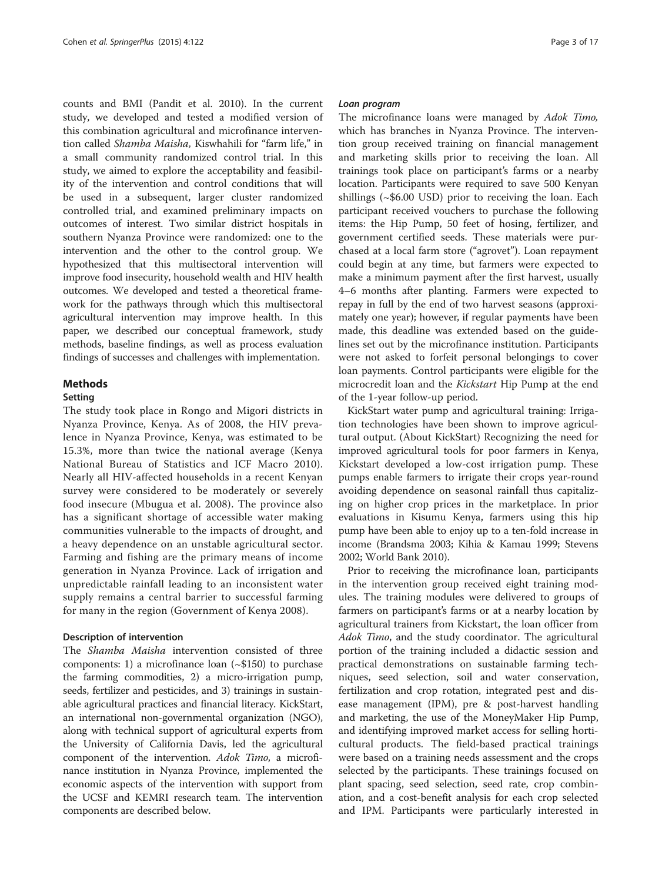counts and BMI (Pandit et al. 2010). In the current study, we developed and tested a modified version of this combination agricultural and microfinance intervention called *Shamba Maisha,* Kiswhahili for "farm life," in a small community randomized control trial. In this study, we aimed to explore the acceptability and feasibility of the intervention and control conditions that will be used in a subsequent, larger cluster randomized controlled trial, and examined preliminary impacts on outcomes of interest. Two similar district hospitals in southern Nyanza Province were randomized: one to the intervention and the other to the control group. We hypothesized that this multisectoral intervention will improve food insecurity, household wealth and HIV health outcomes. We developed and tested a theoretical framework for the pathways through which this multisectoral agricultural intervention may improve health. In this paper, we described our conceptual framework, study methods, baseline findings, as well as process evaluation findings of successes and challenges with implementation.

## Methods

### Setting

The study took place in Rongo and Migori districts in Nyanza Province, Kenya. As of 2008, the HIV prevalence in Nyanza Province, Kenya, was estimated to be 15.3%, more than twice the national average (Kenya National Bureau of Statistics and ICF Macro 2010). Nearly all HIV-affected households in a recent Kenyan survey were considered to be moderately or severely food insecure (Mbugua et al. 2008). The province also has a significant shortage of accessible water making communities vulnerable to the impacts of drought, and a heavy dependence on an unstable agricultural sector. Farming and fishing are the primary means of income generation in Nyanza Province. Lack of irrigation and unpredictable rainfall leading to an inconsistent water supply remains a central barrier to successful farming for many in the region (Government of Kenya 2008).

### Description of intervention

The *Shamba Maisha* intervention consisted of three components: 1) a microfinance loan (~$150) to purchase the farming commodities, 2) a micro-irrigation pump, seeds, fertilizer and pesticides, and 3) trainings in sustainable agricultural practices and financial literacy. KickStart, an international non-governmental organization (NGO), along with technical support of agricultural experts from the University of California Davis, led the agricultural component of the intervention. *Adok Timo*, a microfinance institution in Nyanza Province, implemented the economic aspects of the intervention with support from the UCSF and KEMRI research team. The intervention components are described below.

#### *Loan program*

The microfinance loans were managed by *Adok Timo,* which has branches in Nyanza Province. The intervention group received training on financial management and marketing skills prior to receiving the loan. All trainings took place on participant's farms or a nearby location. Participants were required to save 500 Kenyan shillings (~$6.00 USD) prior to receiving the loan. Each participant received vouchers to purchase the following items: the Hip Pump, 50 feet of hosing, fertilizer, and government certified seeds. These materials were purchased at a local farm store ("agrovet"). Loan repayment could begin at any time, but farmers were expected to make a minimum payment after the first harvest, usually 4–6 months after planting. Farmers were expected to repay in full by the end of two harvest seasons (approximately one year); however, if regular payments have been made, this deadline was extended based on the guidelines set out by the microfinance institution. Participants were not asked to forfeit personal belongings to cover loan payments. Control participants were eligible for the microcredit loan and the *Kickstart* Hip Pump at the end of the 1-year follow-up period.

KickStart water pump and agricultural training: Irrigation technologies have been shown to improve agricultural output. (About KickStart) Recognizing the need for improved agricultural tools for poor farmers in Kenya, Kickstart developed a low-cost irrigation pump. These pumps enable farmers to irrigate their crops year-round avoiding dependence on seasonal rainfall thus capitalizing on higher crop prices in the marketplace. In prior evaluations in Kisumu Kenya, farmers using this hip pump have been able to enjoy up to a ten-fold increase in income (Brandsma 2003; Kihia & Kamau 1999; Stevens 2002; World Bank 2010).

Prior to receiving the microfinance loan, participants in the intervention group received eight training modules. The training modules were delivered to groups of farmers on participant's farms or at a nearby location by agricultural trainers from Kickstart, the loan officer from *Adok Timo*, and the study coordinator. The agricultural portion of the training included a didactic session and practical demonstrations on sustainable farming techniques, seed selection, soil and water conservation, fertilization and crop rotation, integrated pest and disease management (IPM), pre & post-harvest handling and marketing, the use of the MoneyMaker Hip Pump, and identifying improved market access for selling horticultural products. The field-based practical trainings were based on a training needs assessment and the crops selected by the participants. These trainings focused on plant spacing, seed selection, seed rate, crop combination, and a cost-benefit analysis for each crop selected and IPM. Participants were particularly interested in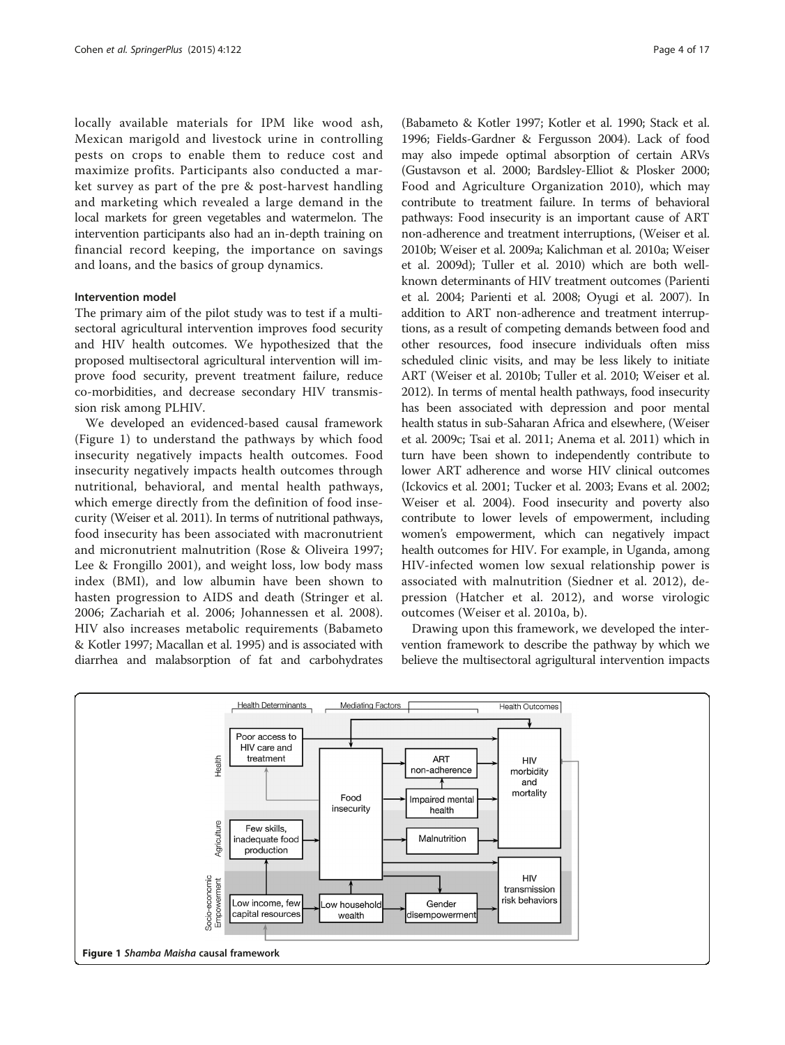locally available materials for IPM like wood ash, Mexican marigold and livestock urine in controlling pests on crops to enable them to reduce cost and maximize profits. Participants also conducted a market survey as part of the pre & post-harvest handling and marketing which revealed a large demand in the local markets for green vegetables and watermelon. The intervention participants also had an in-depth training on financial record keeping, the importance on savings and loans, and the basics of group dynamics.

#### Intervention model

The primary aim of the pilot study was to test if a multisectoral agricultural intervention improves food security and HIV health outcomes. We hypothesized that the proposed multisectoral agricultural intervention will improve food security, prevent treatment failure, reduce co-morbidities, and decrease secondary HIV transmission risk among PLHIV.

We developed an evidenced-based causal framework (Figure 1) to understand the pathways by which food insecurity negatively impacts health outcomes. Food insecurity negatively impacts health outcomes through nutritional, behavioral, and mental health pathways, which emerge directly from the definition of food insecurity (Weiser et al. 2011). In terms of nutritional pathways, food insecurity has been associated with macronutrient and micronutrient malnutrition (Rose & Oliveira 1997; Lee & Frongillo 2001), and weight loss, low body mass index (BMI), and low albumin have been shown to hasten progression to AIDS and death (Stringer et al. 2006; Zachariah et al. 2006; Johannessen et al. 2008). HIV also increases metabolic requirements (Babameto & Kotler 1997; Macallan et al. 1995) and is associated with diarrhea and malabsorption of fat and carbohydrates (Babameto & Kotler 1997; Kotler et al. 1990; Stack et al. 1996; Fields-Gardner & Fergusson 2004). Lack of food may also impede optimal absorption of certain ARVs (Gustavson et al. 2000; Bardsley-Elliot & Plosker 2000; Food and Agriculture Organization 2010), which may contribute to treatment failure. In terms of behavioral pathways: Food insecurity is an important cause of ART non-adherence and treatment interruptions, (Weiser et al. 2010b; Weiser et al. 2009a; Kalichman et al. 2010a; Weiser et al. 2009d); Tuller et al. 2010) which are both well-known determinants of HIV treatment outcomes (Parienti et al. 2004; Parienti et al. 2008; Oyugi et al. 2007). In addition to ART non-adherence and treatment interruptions, as a result of competing demands between food and other resources, food insecure individuals often miss scheduled clinic visits, and may be less likely to initiate ART (Weiser et al. 2010b; Tuller et al. 2010; Weiser et al. 2012). In terms of mental health pathways, food insecurity has been associated with depression and poor mental health status in sub-Saharan Africa and elsewhere, (Weiser et al. 2009c; Tsai et al. 2011; Anema et al. 2011) which in turn have been shown to independently contribute to lower ART adherence and worse HIV clinical outcomes (Ickovics et al. 2001; Tucker et al. 2003; Evans et al. 2002; Weiser et al. 2004). Food insecurity and poverty also contribute to lower levels of empowerment, including women's empowerment, which can negatively impact health outcomes for HIV. For example, in Uganda, among HIV-infected women low sexual relationship power is associated with malnutrition (Siedner et al. 2012), depression (Hatcher et al. 2012), and worse virologic outcomes (Weiser et al. 2010a, b).

Drawing upon this framework, we developed the intervention framework to describe the pathway by which we believe the multisectoral agrigultural intervention impacts

**Figure 1** *Shamba Maisha* **causal framework**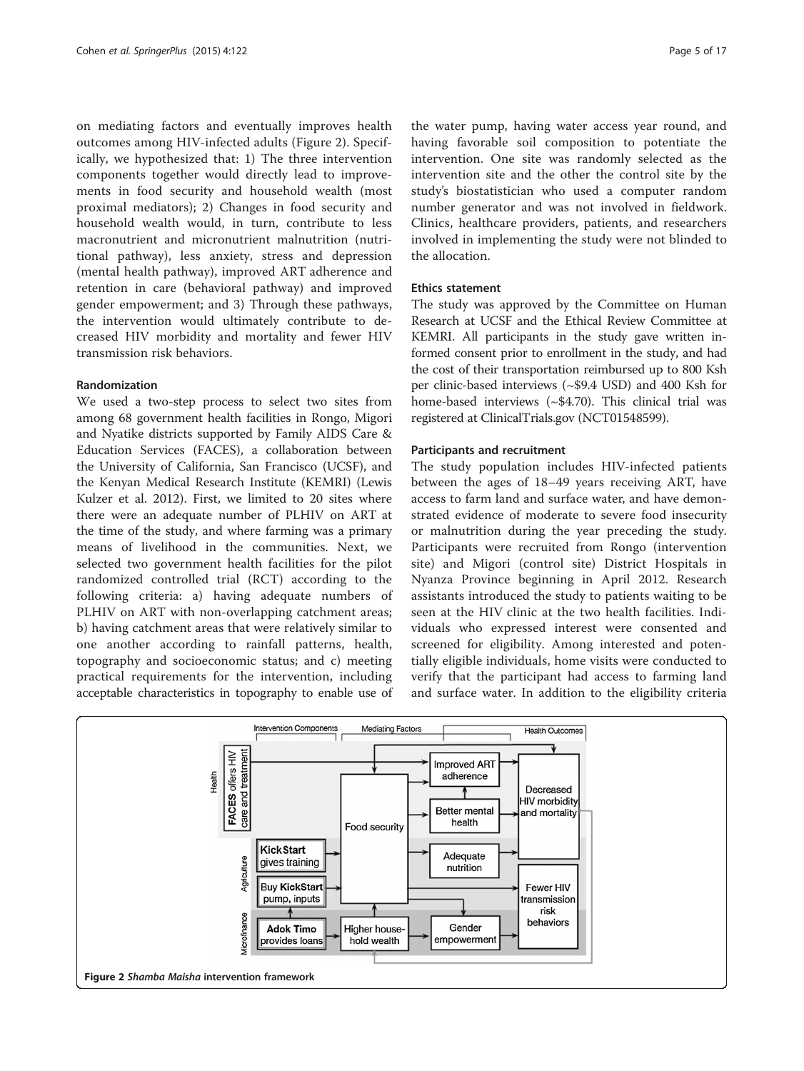on mediating factors and eventually improves health outcomes among HIV-infected adults (Figure 2). Specifically, we hypothesized that: 1) The three intervention components together would directly lead to improvements in food security and household wealth (most proximal mediators); 2) Changes in food security and household wealth would, in turn, contribute to less macronutrient and micronutrient malnutrition (nutritional pathway), less anxiety, stress and depression (mental health pathway), improved ART adherence and retention in care (behavioral pathway) and improved gender empowerment; and 3) Through these pathways, the intervention would ultimately contribute to decreased HIV morbidity and mortality and fewer HIV transmission risk behaviors.

### Randomization

We used a two-step process to select two sites from among 68 government health facilities in Rongo, Migori and Nyatike districts supported by Family AIDS Care & Education Services (FACES), a collaboration between the University of California, San Francisco (UCSF), and the Kenyan Medical Research Institute (KEMRI) (Lewis Kulzer et al. 2012). First, we limited to 20 sites where there were an adequate number of PLHIV on ART at the time of the study, and where farming was a primary means of livelihood in the communities. Next, we selected two government health facilities for the pilot randomized controlled trial (RCT) according to the following criteria: a) having adequate numbers of PLHIV on ART with non-overlapping catchment areas; b) having catchment areas that were relatively similar to one another according to rainfall patterns, health, topography and socioeconomic status; and c) meeting practical requirements for the intervention, including acceptable characteristics in topography to enable use of the water pump, having water access year round, and having favorable soil composition to potentiate the intervention. One site was randomly selected as the intervention site and the other the control site by the study's biostatistician who used a computer random number generator and was not involved in fieldwork. Clinics, healthcare providers, patients, and researchers involved in implementing the study were not blinded to the allocation.

### Ethics statement

The study was approved by the Committee on Human Research at UCSF and the Ethical Review Committee at KEMRI. All participants in the study gave written informed consent prior to enrollment in the study, and had the cost of their transportation reimbursed up to 800 Ksh per clinic-based interviews (~$9.4 USD) and 400 Ksh for home-based interviews (~$4.70). This clinical trial was registered at ClinicalTrials.gov (NCT01548599).

### Participants and recruitment

The study population includes HIV-infected patients between the ages of 18–49 years receiving ART, have access to farm land and surface water, and have demonstrated evidence of moderate to severe food insecurity or malnutrition during the year preceding the study. Participants were recruited from Rongo (intervention site) and Migori (control site) District Hospitals in Nyanza Province beginning in April 2012. Research assistants introduced the study to patients waiting to be seen at the HIV clinic at the two health facilities. Individuals who expressed interest were consented and screened for eligibility. Among interested and potentially eligible individuals, home visits were conducted to verify that the participant had access to farming land and surface water. In addition to the eligibility criteria

Intervention Components
Mediating Factors
Health Outcomes
Health
FACES offers HIV care and treatment
Agriculture
KickStart gives training
Buy KickStart pump, inputs
Microfinance
Adok Timo provides loans
Food security
Higher household wealth
Improved ART adherence
Better mental health
Adequate nutrition
Gender empowerment
Decreased HIV morbidity and mortality
Fewer HIV transmission risk behaviors

Figure 2 *Shamba Maisha* intervention framework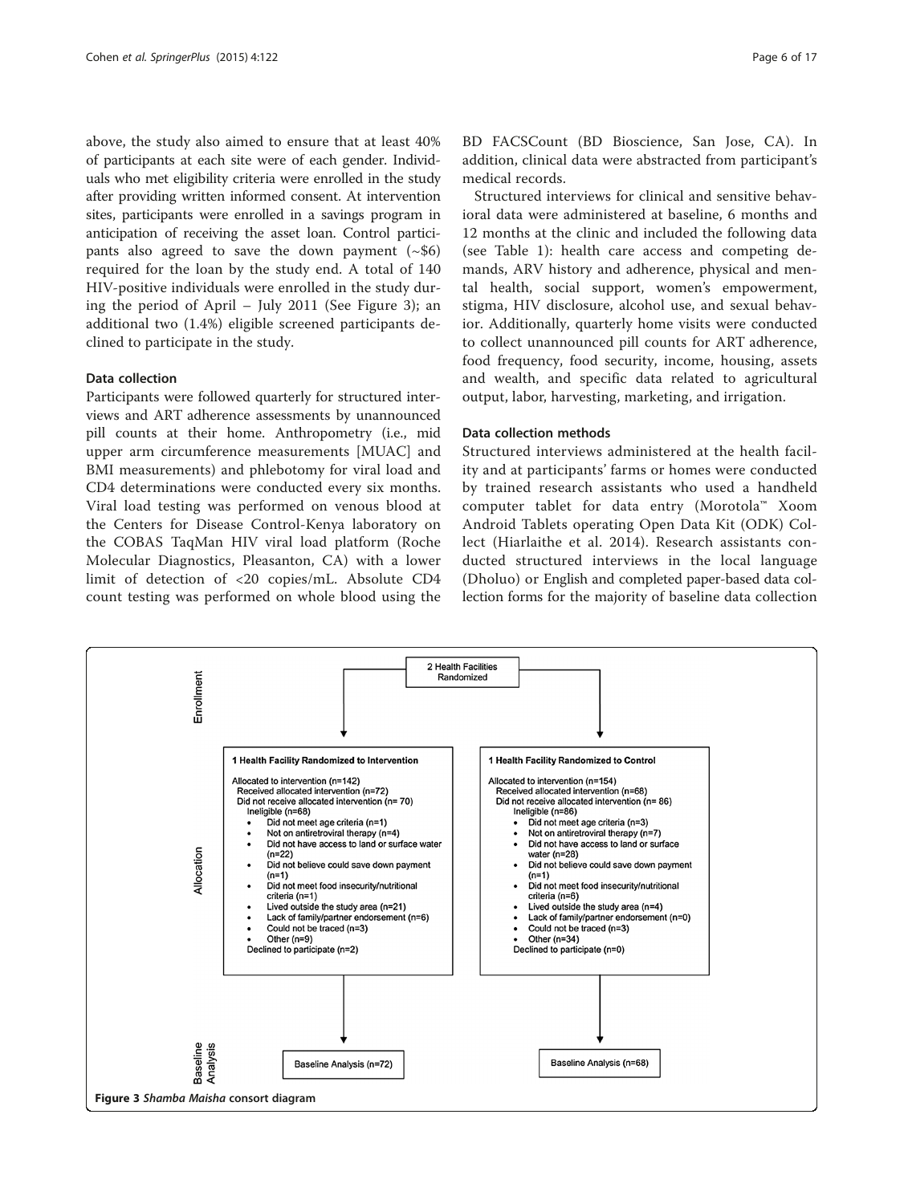above, the study also aimed to ensure that at least 40% of participants at each site were of each gender. Individuals who met eligibility criteria were enrolled in the study after providing written informed consent. At intervention sites, participants were enrolled in a savings program in anticipation of receiving the asset loan. Control participants also agreed to save the down payment (~$6) required for the loan by the study end. A total of 140 HIV-positive individuals were enrolled in the study during the period of April – July 2011 (See Figure 3); an additional two (1.4%) eligible screened participants declined to participate in the study.

### Data collection

Participants were followed quarterly for structured interviews and ART adherence assessments by unannounced pill counts at their home. Anthropometry (i.e., mid upper arm circumference measurements [MUAC] and BMI measurements) and phlebotomy for viral load and CD4 determinations were conducted every six months. Viral load testing was performed on venous blood at the Centers for Disease Control-Kenya laboratory on the COBAS TaqMan HIV viral load platform (Roche Molecular Diagnostics, Pleasanton, CA) with a lower limit of detection of <20 copies/mL. Absolute CD4 count testing was performed on whole blood using the BD FACSCount (BD Bioscience, San Jose, CA). In addition, clinical data were abstracted from participant's medical records.

Structured interviews for clinical and sensitive behavioral data were administered at baseline, 6 months and 12 months at the clinic and included the following data (see Table 1): health care access and competing demands, ARV history and adherence, physical and mental health, social support, women's empowerment, stigma, HIV disclosure, alcohol use, and sexual behavior. Additionally, quarterly home visits were conducted to collect unannounced pill counts for ART adherence, food frequency, food security, income, housing, assets and wealth, and specific data related to agricultural output, labor, harvesting, marketing, and irrigation.

### Data collection methods

Structured interviews administered at the health facility and at participants' farms or homes were conducted by trained research assistants who used a handheld computer tablet for data entry (Morotola™ Xoom Android Tablets operating Open Data Kit (ODK) Collect (Hiarlaithe et al. 2014). Research assistants conducted structured interviews in the local language (Dholuo) or English and completed paper-based data collection forms for the majority of baseline data collection

**Enrollment**

2 Health Facilities Randomized

**Allocation**

**1 Health Facility Randomized to Intervention**

Allocated to intervention (n=142)
Received allocated intervention (n=72)
Did not receive allocated intervention (n= 70)
Ineligible (n=68)
- Did not meet age criteria (n=1)
- Not on antiretroviral therapy (n=4)
- Did not have access to land or surface water (n=22)
- Did not believe could save down payment (n=1)
- Did not meet food insecurity/nutritional criteria (n=1)
- Lived outside the study area (n=21)
- Lack of family/partner endorsement (n=6)
- Could not be traced (n=3)
- Other (n=9)

Declined to participate (n=2)

**1 Health Facility Randomized to Control**

Allocated to intervention (n=154)
Received allocated intervention (n=68)
Did not receive allocated intervention (n= 86)
Ineligible (n=86)
- Did not meet age criteria (n=3)
- Not on antiretroviral therapy (n=7)
- Did not have access to land or surface water (n=28)
- Did not believe could save down payment (n=1)
- Did not meet food insecurity/nutritional criteria (n=6)
- Lived outside the study area (n=4)
- Lack of family/partner endorsement (n=0)
- Could not be traced (n=3)
- Other (n=34)

Declined to participate (n=0)

**Baseline Analysis**

Baseline Analysis (n=72)

Baseline Analysis (n=68)

**Figure 3** *Shamba Maisha* consort diagram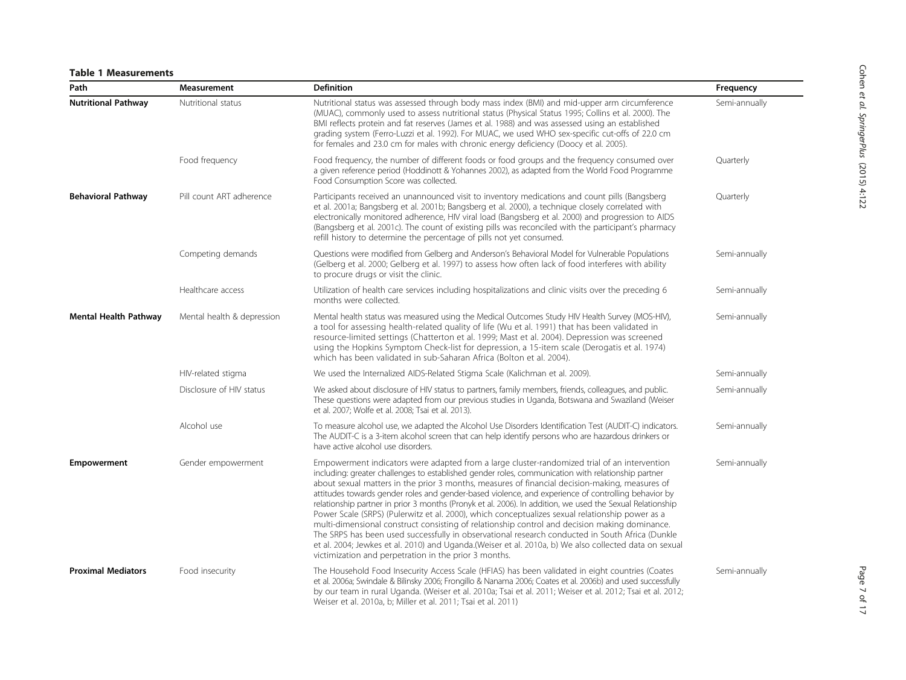**Table 1 Measurements**

| Path | Measurement | Definition | Frequency |
|---|---|---|---|
| **Nutritional Pathway** | Nutritional status | Nutritional status was assessed through body mass index (BMI) and mid-upper arm circumference (MUAC), commonly used to assess nutritional status (Physical Status 1995; Collins et al. 2000). The BMI reflects protein and fat reserves (James et al. 1988) and was assessed using an established grading system (Ferro-Luzzi et al. 1992). For MUAC, we used WHO sex-specific cut-offs of 22.0 cm for females and 23.0 cm for males with chronic energy deficiency (Doocy et al. 2005). | Semi-annually |
| | Food frequency | Food frequency, the number of different foods or food groups and the frequency consumed over a given reference period (Hoddinott & Yohannes 2002), as adapted from the World Food Programme Food Consumption Score was collected. | Quarterly |
| **Behavioral Pathway** | Pill count ART adherence | Participants received an unannounced visit to inventory medications and count pills (Bangsberg et al. 2001a; Bangsberg et al. 2001b; Bangsberg et al. 2000), a technique closely correlated with electronically monitored adherence, HIV viral load (Bangsberg et al. 2000) and progression to AIDS (Bangsberg et al. 2001c). The count of existing pills was reconciled with the participant's pharmacy refill history to determine the percentage of pills not yet consumed. | Quarterly |
| | Competing demands | Questions were modified from Gelberg and Anderson's Behavioral Model for Vulnerable Populations (Gelberg et al. 2000; Gelberg et al. 1997) to assess how often lack of food interferes with ability to procure drugs or visit the clinic. | Semi-annually |
| | Healthcare access | Utilization of health care services including hospitalizations and clinic visits over the preceding 6 months were collected. | Semi-annually |
| **Mental Health Pathway** | Mental health & depression | Mental health status was measured using the Medical Outcomes Study HIV Health Survey (MOS-HIV), a tool for assessing health-related quality of life (Wu et al. 1991) that has been validated in resource-limited settings (Chatterton et al. 1999; Mast et al. 2004). Depression was screened using the Hopkins Symptom Check-list for depression, a 15-item scale (Derogatis et al. 1974) which has been validated in sub-Saharan Africa (Bolton et al. 2004). | Semi-annually |
| | HIV-related stigma | We used the Internalized AIDS-Related Stigma Scale (Kalichman et al. 2009). | Semi-annually |
| | Disclosure of HIV status | We asked about disclosure of HIV status to partners, family members, friends, colleagues, and public. These questions were adapted from our previous studies in Uganda, Botswana and Swaziland (Weiser et al. 2007; Wolfe et al. 2008; Tsai et al. 2013). | Semi-annually |
| | Alcohol use | To measure alcohol use, we adapted the Alcohol Use Disorders Identification Test (AUDIT-C) indicators. The AUDIT-C is a 3-item alcohol screen that can help identify persons who are hazardous drinkers or have active alcohol use disorders. | Semi-annually |
| **Empowerment** | Gender empowerment | Empowerment indicators were adapted from a large cluster-randomized trial of an intervention including: greater challenges to established gender roles, communication with relationship partner about sexual matters in the prior 3 months, measures of financial decision-making, measures of attitudes towards gender roles and gender-based violence, and experience of controlling behavior by relationship partner in prior 3 months (Pronyk et al. 2006). In addition, we used the Sexual Relationship Power Scale (SRPS) (Pulerwitz et al. 2000), which conceptualizes sexual relationship power as a multi-dimensional construct consisting of relationship control and decision making dominance. The SRPS has been used successfully in observational research conducted in South Africa (Dunkle et al. 2004; Jewkes et al. 2010) and Uganda.(Weiser et al. 2010a, b) We also collected data on sexual victimization and perpetration in the prior 3 months. | Semi-annually |
| **Proximal Mediators** | Food insecurity | The Household Food Insecurity Access Scale (HFIAS) has been validated in eight countries (Coates et al. 2006a; Swindale & Bilinsky 2006; Frongillo & Nanama 2006; Coates et al. 2006b) and used successfully by our team in rural Uganda. (Weiser et al. 2010a; Tsai et al. 2011; Weiser et al. 2012; Tsai et al. 2012; Weiser et al. 2010a, b; Miller et al. 2011; Tsai et al. 2011) | Semi-annually |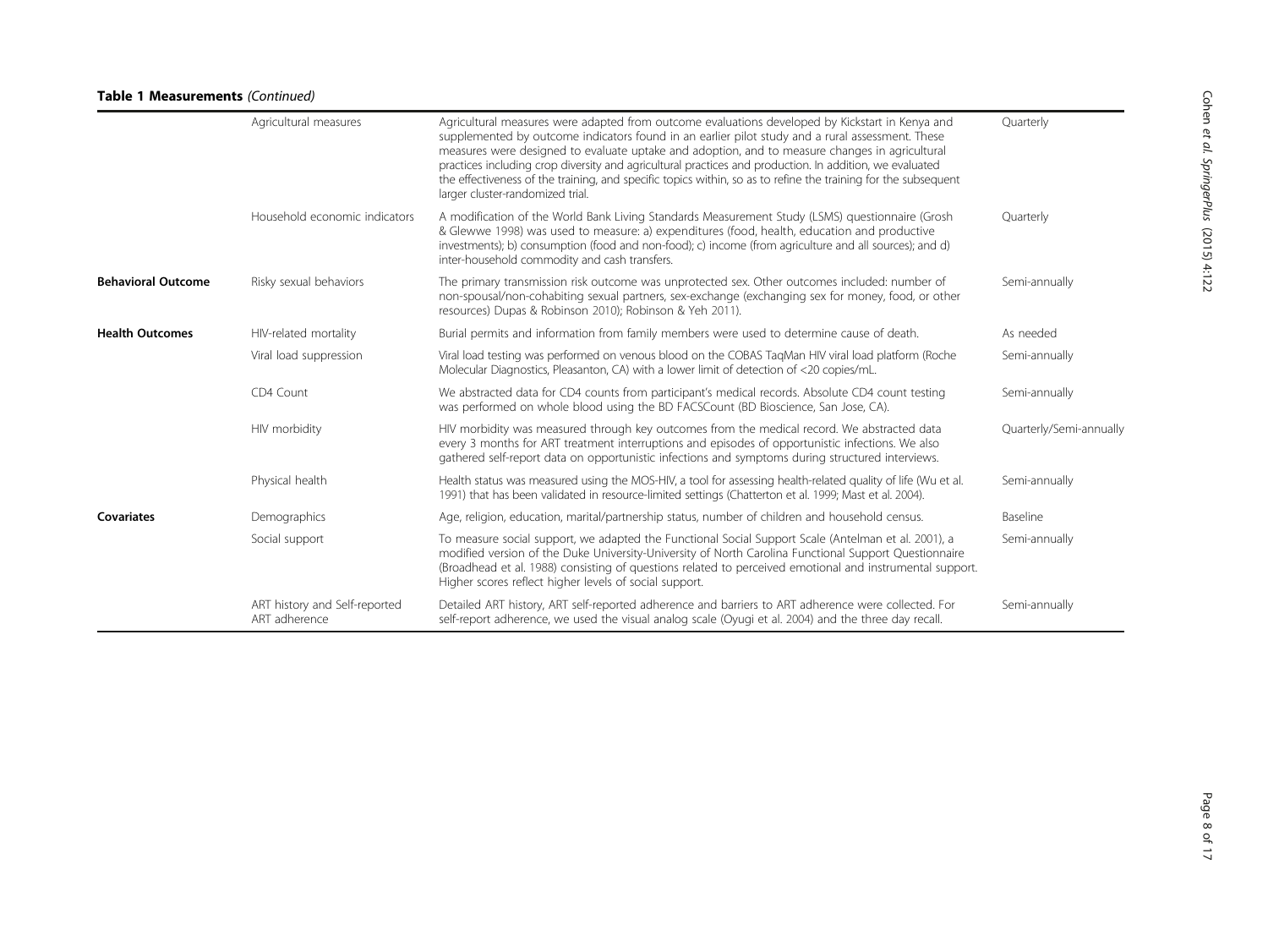**Table 1 Measurements** *(Continued)*

| | | | |
|---|---|---|---|
| | Agricultural measures | Agricultural measures were adapted from outcome evaluations developed by Kickstart in Kenya and supplemented by outcome indicators found in an earlier pilot study and a rural assessment. These measures were designed to evaluate uptake and adoption, and to measure changes in agricultural practices including crop diversity and agricultural practices and production. In addition, we evaluated the effectiveness of the training, and specific topics within, so as to refine the training for the subsequent larger cluster-randomized trial. | Quarterly |
| | Household economic indicators | A modification of the World Bank Living Standards Measurement Study (LSMS) questionnaire (Grosh & Glewwe 1998) was used to measure: a) expenditures (food, health, education and productive investments); b) consumption (food and non-food); c) income (from agriculture and all sources); and d) inter-household commodity and cash transfers. | Quarterly |
| **Behavioral Outcome** | Risky sexual behaviors | The primary transmission risk outcome was unprotected sex. Other outcomes included: number of non-spousal/non-cohabiting sexual partners, sex-exchange (exchanging sex for money, food, or other resources) Dupas & Robinson 2010); Robinson & Yeh 2011). | Semi-annually |
| **Health Outcomes** | HIV-related mortality | Burial permits and information from family members were used to determine cause of death. | As needed |
| | Viral load suppression | Viral load testing was performed on venous blood on the COBAS TaqMan HIV viral load platform (Roche Molecular Diagnostics, Pleasanton, CA) with a lower limit of detection of <20 copies/mL. | Semi-annually |
| | CD4 Count | We abstracted data for CD4 counts from participant's medical records. Absolute CD4 count testing was performed on whole blood using the BD FACSCount (BD Bioscience, San Jose, CA). | Semi-annually |
| | HIV morbidity | HIV morbidity was measured through key outcomes from the medical record. We abstracted data every 3 months for ART treatment interruptions and episodes of opportunistic infections. We also gathered self-report data on opportunistic infections and symptoms during structured interviews. | Quarterly/Semi-annually |
| | Physical health | Health status was measured using the MOS-HIV, a tool for assessing health-related quality of life (Wu et al. 1991) that has been validated in resource-limited settings (Chatterton et al. 1999; Mast et al. 2004). | Semi-annually |
| **Covariates** | Demographics | Age, religion, education, marital/partnership status, number of children and household census. | Baseline |
| | Social support | To measure social support, we adapted the Functional Social Support Scale (Antelman et al. 2001), a modified version of the Duke University-University of North Carolina Functional Support Questionnaire (Broadhead et al. 1988) consisting of questions related to perceived emotional and instrumental support. Higher scores reflect higher levels of social support. | Semi-annually |
| | ART history and Self-reported ART adherence | Detailed ART history, ART self-reported adherence and barriers to ART adherence were collected. For self-report adherence, we used the visual analog scale (Oyugi et al. 2004) and the three day recall. | Semi-annually |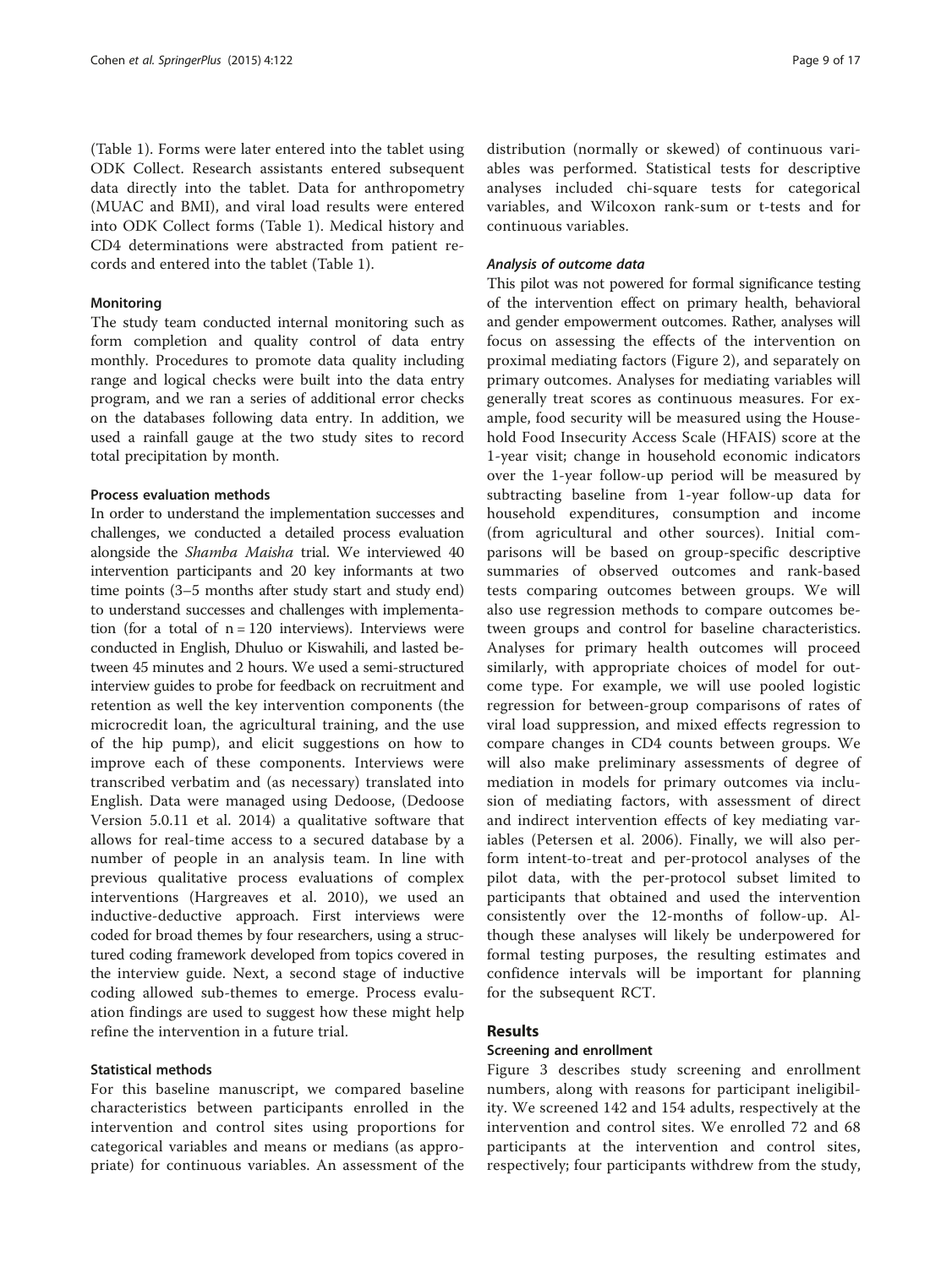(Table 1). Forms were later entered into the tablet using ODK Collect. Research assistants entered subsequent data directly into the tablet. Data for anthropometry (MUAC and BMI), and viral load results were entered into ODK Collect forms (Table 1). Medical history and CD4 determinations were abstracted from patient records and entered into the tablet (Table 1).

#### Monitoring

The study team conducted internal monitoring such as form completion and quality control of data entry monthly. Procedures to promote data quality including range and logical checks were built into the data entry program, and we ran a series of additional error checks on the databases following data entry. In addition, we used a rainfall gauge at the two study sites to record total precipitation by month.

#### Process evaluation methods

In order to understand the implementation successes and challenges, we conducted a detailed process evaluation alongside the *Shamba Maisha* trial. We interviewed 40 intervention participants and 20 key informants at two time points (3–5 months after study start and study end) to understand successes and challenges with implementation (for a total of n = 120 interviews). Interviews were conducted in English, Dhuluo or Kiswahili, and lasted between 45 minutes and 2 hours. We used a semi-structured interview guides to probe for feedback on recruitment and retention as well the key intervention components (the microcredit loan, the agricultural training, and the use of the hip pump), and elicit suggestions on how to improve each of these components. Interviews were transcribed verbatim and (as necessary) translated into English. Data were managed using Dedoose, (Dedoose Version 5.0.11 et al. 2014) a qualitative software that allows for real-time access to a secured database by a number of people in an analysis team. In line with previous qualitative process evaluations of complex interventions (Hargreaves et al. 2010), we used an inductive-deductive approach. First interviews were coded for broad themes by four researchers, using a structured coding framework developed from topics covered in the interview guide. Next, a second stage of inductive coding allowed sub-themes to emerge. Process evaluation findings are used to suggest how these might help refine the intervention in a future trial.

#### Statistical methods

For this baseline manuscript, we compared baseline characteristics between participants enrolled in the intervention and control sites using proportions for categorical variables and means or medians (as appropriate) for continuous variables. An assessment of the distribution (normally or skewed) of continuous variables was performed. Statistical tests for descriptive analyses included chi-square tests for categorical variables, and Wilcoxon rank-sum or t-tests and for continuous variables.

##### *Analysis of outcome data*

This pilot was not powered for formal significance testing of the intervention effect on primary health, behavioral and gender empowerment outcomes. Rather, analyses will focus on assessing the effects of the intervention on proximal mediating factors (Figure 2), and separately on primary outcomes. Analyses for mediating variables will generally treat scores as continuous measures. For example, food security will be measured using the Household Food Insecurity Access Scale (HFAIS) score at the 1-year visit; change in household economic indicators over the 1-year follow-up period will be measured by subtracting baseline from 1-year follow-up data for household expenditures, consumption and income (from agricultural and other sources). Initial comparisons will be based on group-specific descriptive summaries of observed outcomes and rank-based tests comparing outcomes between groups. We will also use regression methods to compare outcomes between groups and control for baseline characteristics. Analyses for primary health outcomes will proceed similarly, with appropriate choices of model for outcome type. For example, we will use pooled logistic regression for between-group comparisons of rates of viral load suppression, and mixed effects regression to compare changes in CD4 counts between groups. We will also make preliminary assessments of degree of mediation in models for primary outcomes via inclusion of mediating factors, with assessment of direct and indirect intervention effects of key mediating variables (Petersen et al. 2006). Finally, we will also perform intent-to-treat and per-protocol analyses of the pilot data, with the per-protocol subset limited to participants that obtained and used the intervention consistently over the 12-months of follow-up. Although these analyses will likely be underpowered for formal testing purposes, the resulting estimates and confidence intervals will be important for planning for the subsequent RCT.

## Results

### Screening and enrollment

Figure 3 describes study screening and enrollment numbers, along with reasons for participant ineligibility. We screened 142 and 154 adults, respectively at the intervention and control sites. We enrolled 72 and 68 participants at the intervention and control sites, respectively; four participants withdrew from the study,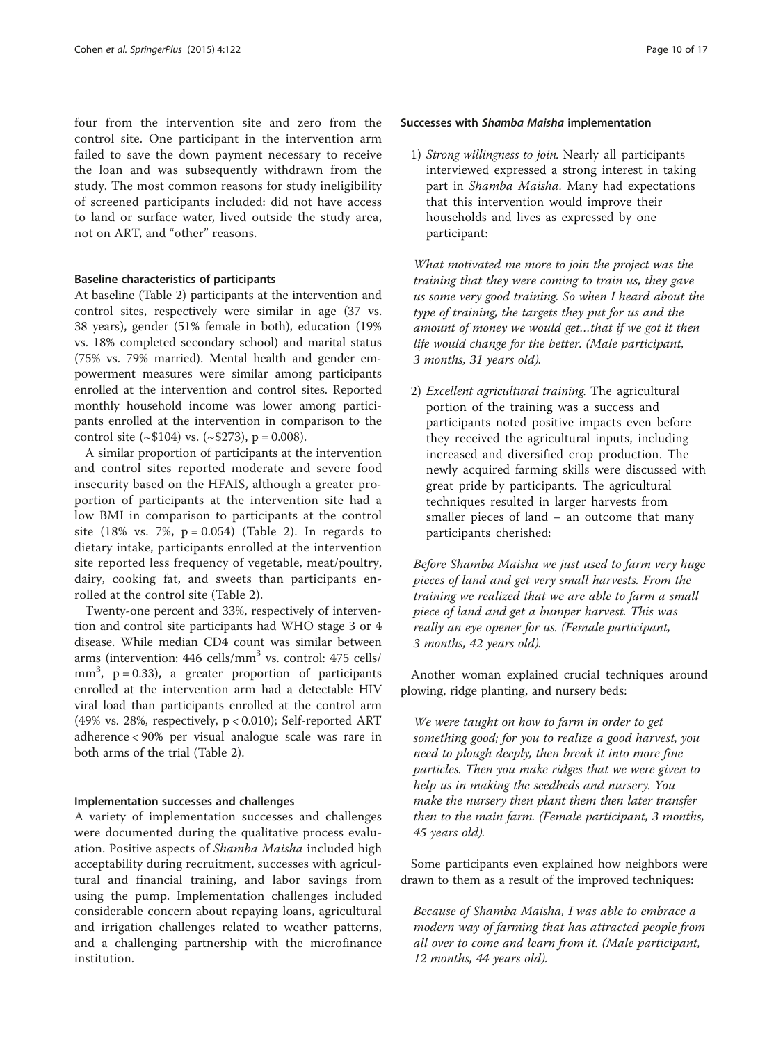four from the intervention site and zero from the control site. One participant in the intervention arm failed to save the down payment necessary to receive the loan and was subsequently withdrawn from the study. The most common reasons for study ineligibility of screened participants included: did not have access to land or surface water, lived outside the study area, not on ART, and "other" reasons.

### Baseline characteristics of participants

At baseline (Table 2) participants at the intervention and control sites, respectively were similar in age (37 vs. 38 years), gender (51% female in both), education (19% vs. 18% completed secondary school) and marital status (75% vs. 79% married). Mental health and gender empowerment measures were similar among participants enrolled at the intervention and control sites. Reported monthly household income was lower among participants enrolled at the intervention in comparison to the control site (~$104) vs. (~$273), $p = 0.008$).

A similar proportion of participants at the intervention and control sites reported moderate and severe food insecurity based on the HFAIS, although a greater proportion of participants at the intervention site had a low BMI in comparison to participants at the control site (18% vs. 7%, $p = 0.054$) (Table 2). In regards to dietary intake, participants enrolled at the intervention site reported less frequency of vegetable, meat/poultry, dairy, cooking fat, and sweets than participants enrolled at the control site (Table 2).

Twenty-one percent and 33%, respectively of intervention and control site participants had WHO stage 3 or 4 disease. While median CD4 count was similar between arms (intervention: 446 cells/mm$^3$ vs. control: 475 cells/mm$^3$, $p = 0.33$), a greater proportion of participants enrolled at the intervention arm had a detectable HIV viral load than participants enrolled at the control arm (49% vs. 28%, respectively, $p < 0.010$); Self-reported ART adherence < 90% per visual analogue scale was rare in both arms of the trial (Table 2).

### Implementation successes and challenges

A variety of implementation successes and challenges were documented during the qualitative process evaluation. Positive aspects of *Shamba Maisha* included high acceptability during recruitment, successes with agricultural and financial training, and labor savings from using the pump. Implementation challenges included considerable concern about repaying loans, agricultural and irrigation challenges related to weather patterns, and a challenging partnership with the microfinance institution.

#### Successes with *Shamba Maisha* implementation

1) *Strong willingness to join.* Nearly all participants interviewed expressed a strong interest in taking part in *Shamba Maisha*. Many had expectations that this intervention would improve their households and lives as expressed by one participant:

> *What motivated me more to join the project was the training that they were coming to train us, they gave us some very good training. So when I heard about the type of training, the targets they put for us and the amount of money we would get…that if we got it then life would change for the better. (Male participant, 3 months, 31 years old).*

2) *Excellent agricultural training.* The agricultural portion of the training was a success and participants noted positive impacts even before they received the agricultural inputs, including increased and diversified crop production. The newly acquired farming skills were discussed with great pride by participants. The agricultural techniques resulted in larger harvests from smaller pieces of land – an outcome that many participants cherished:

> *Before Shamba Maisha we just used to farm very huge pieces of land and get very small harvests. From the training we realized that we are able to farm a small piece of land and get a bumper harvest. This was really an eye opener for us. (Female participant, 3 months, 42 years old).*

Another woman explained crucial techniques around plowing, ridge planting, and nursery beds:

> *We were taught on how to farm in order to get something good; for you to realize a good harvest, you need to plough deeply, then break it into more fine particles. Then you make ridges that we were given to help us in making the seedbeds and nursery. You make the nursery then plant them then later transfer then to the main farm. (Female participant, 3 months, 45 years old).*

Some participants even explained how neighbors were drawn to them as a result of the improved techniques:

> *Because of Shamba Maisha, I was able to embrace a modern way of farming that has attracted people from all over to come and learn from it. (Male participant, 12 months, 44 years old).*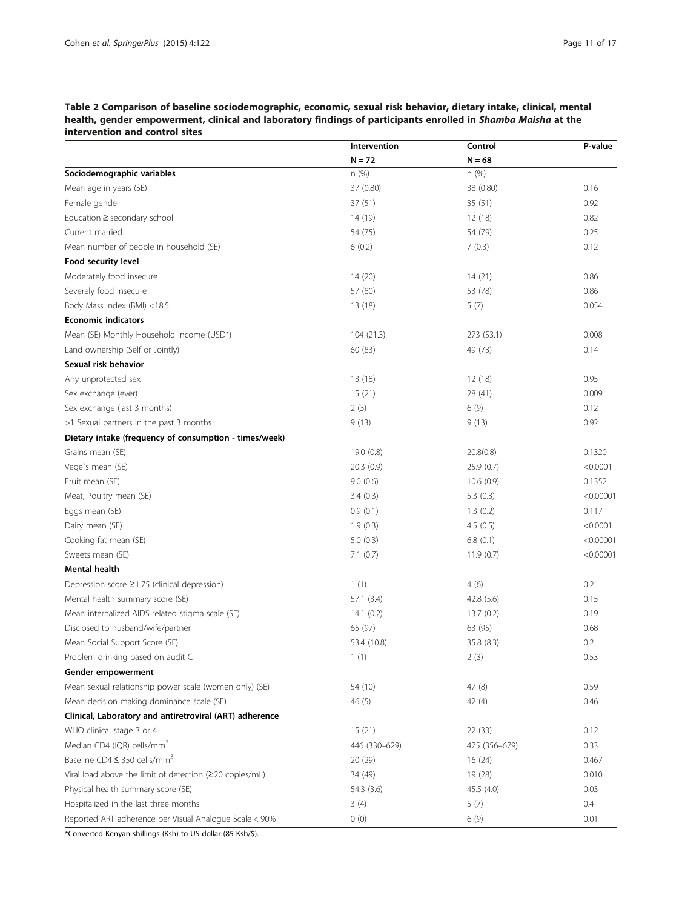**Table 2 Comparison of baseline sociodemographic, economic, sexual risk behavior, dietary intake, clinical, mental health, gender empowerment, clinical and laboratory findings of participants enrolled in *Shamba Maisha* at the intervention and control sites**

| | Intervention | Control | P-value |
|---|---|---|---|
| | N = 72 | N = 68 | |
| **Sociodemographic variables** | n (%) | n (%) | |
| Mean age in years (SE) | 37 (0.80) | 38 (0.80) | 0.16 |
| Female gender | 37 (51) | 35 (51) | 0.92 |
| Education ≥ secondary school | 14 (19) | 12 (18) | 0.82 |
| Current married | 54 (75) | 54 (79) | 0.25 |
| Mean number of people in household (SE) | 6 (0.2) | 7 (0.3) | 0.12 |
| **Food security level** | | | |
| Moderately food insecure | 14 (20) | 14 (21) | 0.86 |
| Severely food insecure | 57 (80) | 53 (78) | 0.86 |
| Body Mass Index (BMI) <18.5 | 13 (18) | 5 (7) | 0.054 |
| **Economic indicators** | | | |
| Mean (SE) Monthly Household Income (USD*) | 104 (21.3) | 273 (53.1) | 0.008 |
| Land ownership (Self or Jointly) | 60 (83) | 49 (73) | 0.14 |
| **Sexual risk behavior** | | | |
| Any unprotected sex | 13 (18) | 12 (18) | 0.95 |
| Sex exchange (ever) | 15 (21) | 28 (41) | 0.009 |
| Sex exchange (last 3 months) | 2 (3) | 6 (9) | 0.12 |
| >1 Sexual partners in the past 3 months | 9 (13) | 9 (13) | 0.92 |
| **Dietary intake (frequency of consumption - times/week)** | | | |
| Grains mean (SE) | 19.0 (0.8) | 20.8(0.8) | 0.1320 |
| Vege`s mean (SE) | 20.3 (0.9) | 25.9 (0.7) | <0.0001 |
| Fruit mean (SE) | 9.0 (0.6) | 10.6 (0.9) | 0.1352 |
| Meat, Poultry mean (SE) | 3.4 (0.3) | 5.3 (0.3) | <0.00001 |
| Eggs mean (SE) | 0.9 (0.1) | 1.3 (0.2) | 0.117 |
| Dairy mean (SE) | 1.9 (0.3) | 4.5 (0.5) | <0.0001 |
| Cooking fat mean (SE) | 5.0 (0.3) | 6.8 (0.1) | <0.00001 |
| Sweets mean (SE) | 7.1 (0.7) | 11.9 (0.7) | <0.00001 |
| **Mental health** | | | |
| Depression score ≥1.75 (clinical depression) | 1 (1) | 4 (6) | 0.2 |
| Mental health summary score (SE) | 57.1 (3.4) | 42.8 (5.6) | 0.15 |
| Mean internalized AIDS related stigma scale (SE) | 14.1 (0.2) | 13.7 (0.2) | 0.19 |
| Disclosed to husband/wife/partner | 65 (97) | 63 (95) | 0.68 |
| Mean Social Support Score (SE) | 53.4 (10.8) | 35.8 (8.3) | 0.2 |
| Problem drinking based on audit C | 1 (1) | 2 (3) | 0.53 |
| **Gender empowerment** | | | |
| Mean sexual relationship power scale (women only) (SE) | 54 (10) | 47 (8) | 0.59 |
| Mean decision making dominance scale (SE) | 46 (5) | 42 (4) | 0.46 |
| **Clinical, Laboratory and antiretroviral (ART) adherence** | | | |
| WHO clinical stage 3 or 4 | 15 (21) | 22 (33) | 0.12 |
| Median CD4 (IQR) cells/mm$^3$ | 446 (330–629) | 475 (356–679) | 0.33 |
| Baseline CD4 ≤ 350 cells/mm$^3$ | 20 (29) | 16 (24) | 0.467 |
| Viral load above the limit of detection (≥20 copies/mL) | 34 (49) | 19 (28) | 0.010 |
| Physical health summary score (SE) | 54.3 (3.6) | 45.5 (4.0) | 0.03 |
| Hospitalized in the last three months | 3 (4) | 5 (7) | 0.4 |
| Reported ART adherence per Visual Analogue Scale < 90% | 0 (0) | 6 (9) | 0.01 |

*Converted Kenyan shillings (Ksh) to US dollar (85 Ksh/$).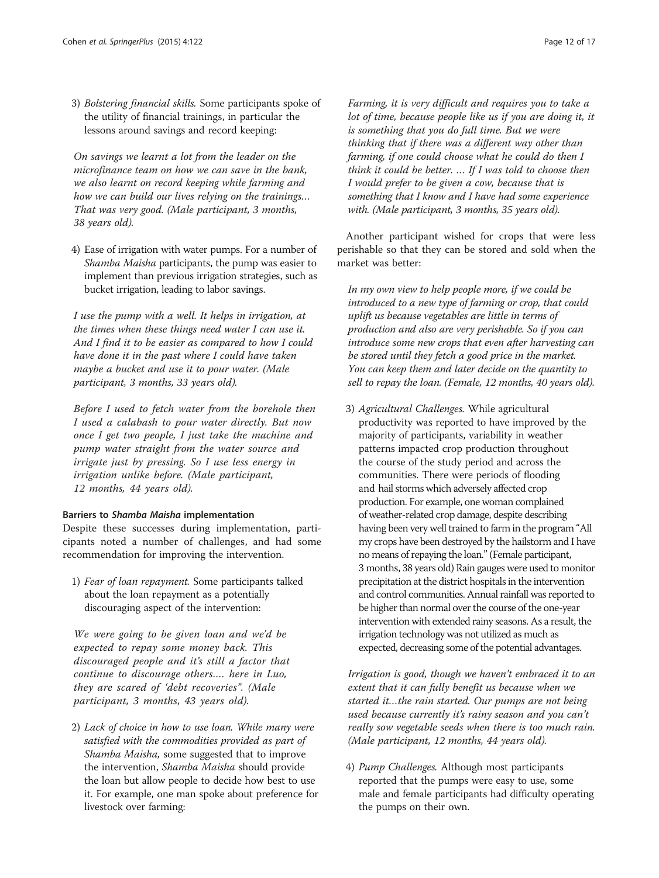3) *Bolstering financial skills.* Some participants spoke of the utility of financial trainings, in particular the lessons around savings and record keeping:

*On savings we learnt a lot from the leader on the microfinance team on how we can save in the bank, we also learnt on record keeping while farming and how we can build our lives relying on the trainings… That was very good. (Male participant, 3 months, 38 years old).*

4) Ease of irrigation with water pumps. For a number of *Shamba Maisha* participants, the pump was easier to implement than previous irrigation strategies, such as bucket irrigation, leading to labor savings.

*I use the pump with a well. It helps in irrigation, at the times when these things need water I can use it. And I find it to be easier as compared to how I could have done it in the past where I could have taken maybe a bucket and use it to pour water. (Male participant, 3 months, 33 years old).*

*Before I used to fetch water from the borehole then I used a calabash to pour water directly. But now once I get two people, I just take the machine and pump water straight from the water source and irrigate just by pressing. So I use less energy in irrigation unlike before. (Male participant, 12 months, 44 years old).*

#### Barriers to *Shamba Maisha* implementation

Despite these successes during implementation, participants noted a number of challenges, and had some recommendation for improving the intervention.

1) *Fear of loan repayment.* Some participants talked about the loan repayment as a potentially discouraging aspect of the intervention:

*We were going to be given loan and we'd be expected to repay some money back. This discouraged people and it's still a factor that continue to discourage others.... here in Luo, they are scared of 'debt recoveries". (Male participant, 3 months, 43 years old).*

2) *Lack of choice in how to use loan. While many were satisfied with the commodities provided as part of Shamba Maisha,* some suggested that to improve the intervention, *Shamba Maisha* should provide the loan but allow people to decide how best to use it. For example, one man spoke about preference for livestock over farming:

*Farming, it is very difficult and requires you to take a lot of time, because people like us if you are doing it, it is something that you do full time. But we were thinking that if there was a different way other than farming, if one could choose what he could do then I think it could be better. … If I was told to choose then I would prefer to be given a cow, because that is something that I know and I have had some experience with. (Male participant, 3 months, 35 years old).*

Another participant wished for crops that were less perishable so that they can be stored and sold when the market was better:

*In my own view to help people more, if we could be introduced to a new type of farming or crop, that could uplift us because vegetables are little in terms of production and also are very perishable. So if you can introduce some new crops that even after harvesting can be stored until they fetch a good price in the market. You can keep them and later decide on the quantity to sell to repay the loan. (Female, 12 months, 40 years old).*

3) *Agricultural Challenges.* While agricultural productivity was reported to have improved by the majority of participants, variability in weather patterns impacted crop production throughout the course of the study period and across the communities. There were periods of flooding and hail storms which adversely affected crop production. For example, one woman complained of weather-related crop damage, despite describing having been very well trained to farm in the program "All my crops have been destroyed by the hailstorm and I have no means of repaying the loan." (Female participant, 3 months, 38 years old) Rain gauges were used to monitor precipitation at the district hospitals in the intervention and control communities. Annual rainfall was reported to be higher than normal over the course of the one-year intervention with extended rainy seasons. As a result, the irrigation technology was not utilized as much as expected, decreasing some of the potential advantages.

*Irrigation is good, though we haven't embraced it to an extent that it can fully benefit us because when we started it…the rain started. Our pumps are not being used because currently it's rainy season and you can't really sow vegetable seeds when there is too much rain. (Male participant, 12 months, 44 years old).*

4) *Pump Challenges.* Although most participants reported that the pumps were easy to use, some male and female participants had difficulty operating the pumps on their own.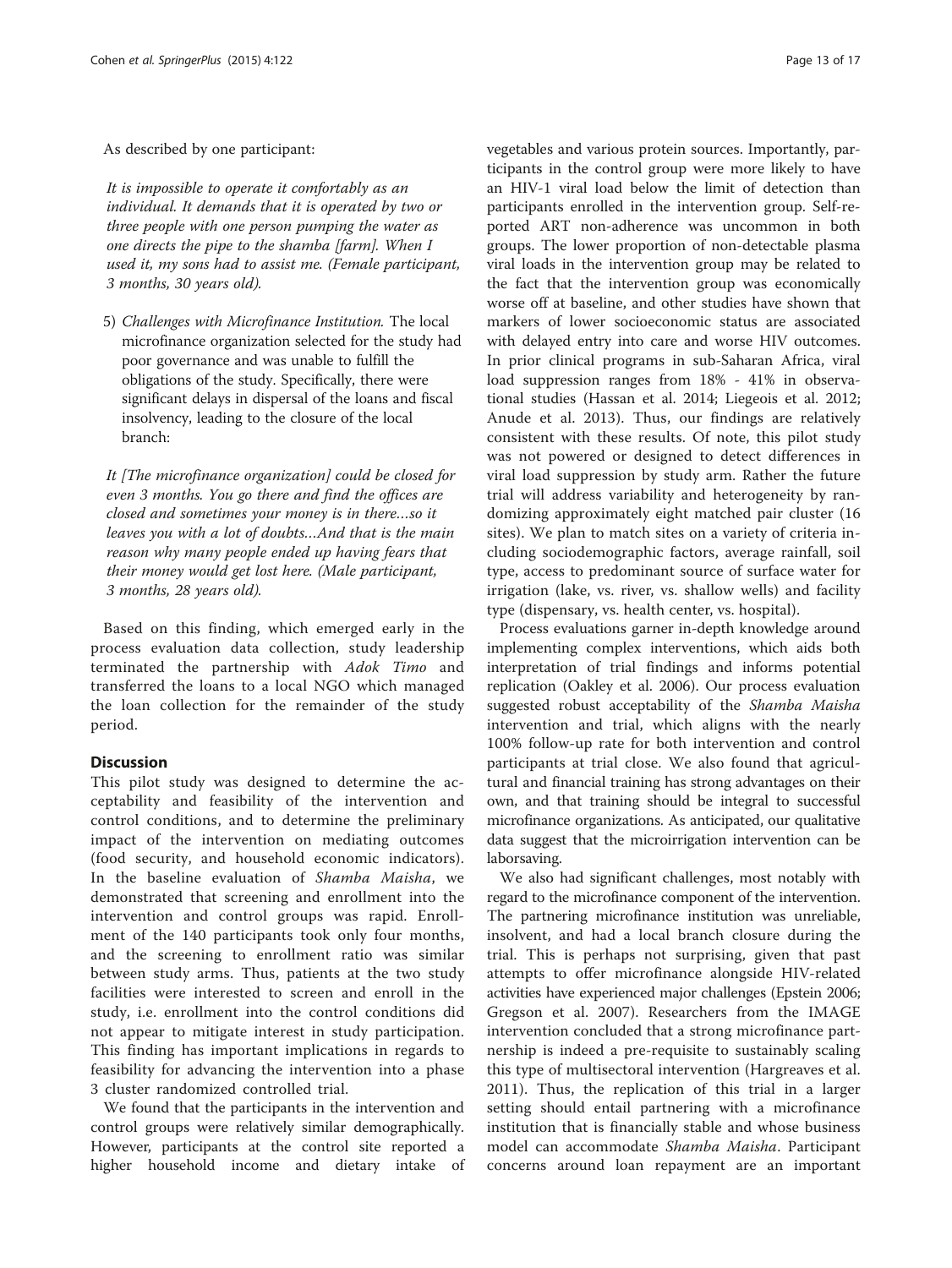As described by one participant:

*It is impossible to operate it comfortably as an individual. It demands that it is operated by two or three people with one person pumping the water as one directs the pipe to the shamba [farm]. When I used it, my sons had to assist me. (Female participant, 3 months, 30 years old).*

5) *Challenges with Microfinance Institution.* The local microfinance organization selected for the study had poor governance and was unable to fulfill the obligations of the study. Specifically, there were significant delays in dispersal of the loans and fiscal insolvency, leading to the closure of the local branch:

*It [The microfinance organization] could be closed for even 3 months. You go there and find the offices are closed and sometimes your money is in there…so it leaves you with a lot of doubts…And that is the main reason why many people ended up having fears that their money would get lost here. (Male participant, 3 months, 28 years old).*

Based on this finding, which emerged early in the process evaluation data collection, study leadership terminated the partnership with *Adok Timo* and transferred the loans to a local NGO which managed the loan collection for the remainder of the study period.

## Discussion

This pilot study was designed to determine the acceptability and feasibility of the intervention and control conditions, and to determine the preliminary impact of the intervention on mediating outcomes (food security, and household economic indicators). In the baseline evaluation of *Shamba Maisha*, we demonstrated that screening and enrollment into the intervention and control groups was rapid. Enrollment of the 140 participants took only four months, and the screening to enrollment ratio was similar between study arms. Thus, patients at the two study facilities were interested to screen and enroll in the study, i.e. enrollment into the control conditions did not appear to mitigate interest in study participation. This finding has important implications in regards to feasibility for advancing the intervention into a phase 3 cluster randomized controlled trial.

We found that the participants in the intervention and control groups were relatively similar demographically. However, participants at the control site reported a higher household income and dietary intake of vegetables and various protein sources. Importantly, participants in the control group were more likely to have an HIV-1 viral load below the limit of detection than participants enrolled in the intervention group. Self-reported ART non-adherence was uncommon in both groups. The lower proportion of non-detectable plasma viral loads in the intervention group may be related to the fact that the intervention group was economically worse off at baseline, and other studies have shown that markers of lower socioeconomic status are associated with delayed entry into care and worse HIV outcomes. In prior clinical programs in sub-Saharan Africa, viral load suppression ranges from 18% - 41% in observational studies (Hassan et al. 2014; Liegeois et al. 2012; Anude et al. 2013). Thus, our findings are relatively consistent with these results. Of note, this pilot study was not powered or designed to detect differences in viral load suppression by study arm. Rather the future trial will address variability and heterogeneity by randomizing approximately eight matched pair cluster (16 sites). We plan to match sites on a variety of criteria including sociodemographic factors, average rainfall, soil type, access to predominant source of surface water for irrigation (lake, vs. river, vs. shallow wells) and facility type (dispensary, vs. health center, vs. hospital).

Process evaluations garner in-depth knowledge around implementing complex interventions, which aids both interpretation of trial findings and informs potential replication (Oakley et al. 2006). Our process evaluation suggested robust acceptability of the *Shamba Maisha* intervention and trial, which aligns with the nearly 100% follow-up rate for both intervention and control participants at trial close. We also found that agricultural and financial training has strong advantages on their own, and that training should be integral to successful microfinance organizations. As anticipated, our qualitative data suggest that the microirrigation intervention can be laborsaving.

We also had significant challenges, most notably with regard to the microfinance component of the intervention. The partnering microfinance institution was unreliable, insolvent, and had a local branch closure during the trial. This is perhaps not surprising, given that past attempts to offer microfinance alongside HIV-related activities have experienced major challenges (Epstein 2006; Gregson et al. 2007). Researchers from the IMAGE intervention concluded that a strong microfinance partnership is indeed a pre-requisite to sustainably scaling this type of multisectoral intervention (Hargreaves et al. 2011). Thus, the replication of this trial in a larger setting should entail partnering with a microfinance institution that is financially stable and whose business model can accommodate *Shamba Maisha*. Participant concerns around loan repayment are an important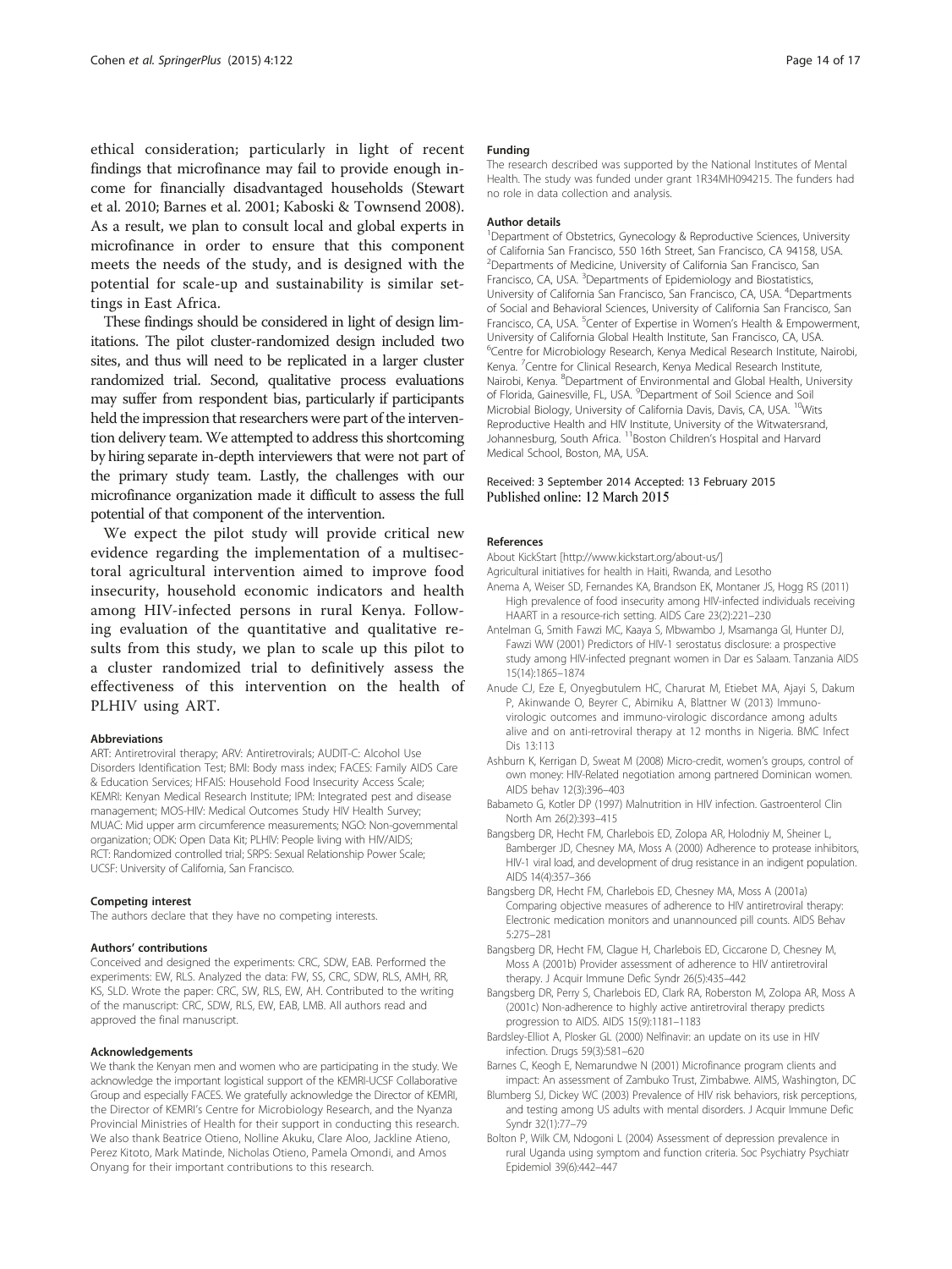ethical consideration; particularly in light of recent findings that microfinance may fail to provide enough income for financially disadvantaged households (Stewart et al. 2010; Barnes et al. 2001; Kaboski & Townsend 2008). As a result, we plan to consult local and global experts in microfinance in order to ensure that this component meets the needs of the study, and is designed with the potential for scale-up and sustainability is similar settings in East Africa.

These findings should be considered in light of design limitations. The pilot cluster-randomized design included two sites, and thus will need to be replicated in a larger cluster randomized trial. Second, qualitative process evaluations may suffer from respondent bias, particularly if participants held the impression that researchers were part of the intervention delivery team. We attempted to address this shortcoming by hiring separate in-depth interviewers that were not part of the primary study team. Lastly, the challenges with our microfinance organization made it difficult to assess the full potential of that component of the intervention.

We expect the pilot study will provide critical new evidence regarding the implementation of a multisectoral agricultural intervention aimed to improve food insecurity, household economic indicators and health among HIV-infected persons in rural Kenya. Following evaluation of the quantitative and qualitative results from this study, we plan to scale up this pilot to a cluster randomized trial to definitively assess the effectiveness of this intervention on the health of PLHIV using ART.

#### Abbreviations

ART: Antiretroviral therapy; ARV: Antiretrovirals; AUDIT-C: Alcohol Use Disorders Identification Test; BMI: Body mass index; FACES: Family AIDS Care & Education Services; HFAIS: Household Food Insecurity Access Scale; KEMRI: Kenyan Medical Research Institute; IPM: Integrated pest and disease management; MOS-HIV: Medical Outcomes Study HIV Health Survey; MUAC: Mid upper arm circumference measurements; NGO: Non-governmental organization; ODK: Open Data Kit; PLHIV: People living with HIV/AIDS; RCT: Randomized controlled trial; SRPS: Sexual Relationship Power Scale; UCSF: University of California, San Francisco.

#### Competing interest

The authors declare that they have no competing interests.

#### Authors' contributions

Conceived and designed the experiments: CRC, SDW, EAB. Performed the experiments: EW, RLS. Analyzed the data: FW, SS, CRC, SDW, RLS, AMH, RR, KS, SLD. Wrote the paper: CRC, SW, RLS, EW, AH. Contributed to the writing of the manuscript: CRC, SDW, RLS, EW, EAB, LMB. All authors read and approved the final manuscript.

#### Acknowledgements

We thank the Kenyan men and women who are participating in the study. We acknowledge the important logistical support of the KEMRI-UCSF Collaborative Group and especially FACES. We gratefully acknowledge the Director of KEMRI, the Director of KEMRI's Centre for Microbiology Research, and the Nyanza Provincial Ministries of Health for their support in conducting this research. We also thank Beatrice Otieno, Nolline Akuku, Clare Aloo, Jackline Atieno, Perez Kitoto, Mark Matinde, Nicholas Otieno, Pamela Omondi, and Amos Onyang for their important contributions to this research.

#### Funding

The research described was supported by the National Institutes of Mental Health. The study was funded under grant 1R34MH094215. The funders had no role in data collection and analysis.

#### Author details

[1]Department of Obstetrics, Gynecology & Reproductive Sciences, University of California San Francisco, 550 16th Street, San Francisco, CA 94158, USA. [2]Departments of Medicine, University of California San Francisco, San Francisco, CA, USA. [3]Departments of Epidemiology and Biostatistics, University of California San Francisco, San Francisco, CA, USA. [4]Departments of Social and Behavioral Sciences, University of California San Francisco, San Francisco, CA, USA. [5]Center of Expertise in Women's Health & Empowerment, University of California Global Health Institute, San Francisco, CA, USA. [6]Centre for Microbiology Research, Kenya Medical Research Institute, Nairobi, Kenya. [7]Centre for Clinical Research, Kenya Medical Research Institute, Nairobi, Kenya. [8]Department of Environmental and Global Health, University of Florida, Gainesville, FL, USA. [9]Department of Soil Science and Soil Microbial Biology, University of California Davis, Davis, CA, USA. [10]Wits Reproductive Health and HIV Institute, University of the Witwatersrand, Johannesburg, South Africa. [11]Boston Children's Hospital and Harvard Medical School, Boston, MA, USA.

Received: 3 September 2014 Accepted: 13 February 2015
Published online: 12 March 2015

#### References

About KickStart [http://www.kickstart.org/about-us/]

Agricultural initiatives for health in Haiti, Rwanda, and Lesotho

Anema A, Weiser SD, Fernandes KA, Brandson EK, Montaner JS, Hogg RS (2011) High prevalence of food insecurity among HIV-infected individuals receiving HAART in a resource-rich setting. AIDS Care 23(2):221–230

Antelman G, Smith Fawzi MC, Kaaya S, Mbwambo J, Msamanga GI, Hunter DJ, Fawzi WW (2001) Predictors of HIV-1 serostatus disclosure: a prospective study among HIV-infected pregnant women in Dar es Salaam. Tanzania AIDS 15(14):1865–1874

Anude CJ, Eze E, Onyegbutulem HC, Charurat M, Etiebet MA, Ajayi S, Dakum P, Akinwande O, Beyrer C, Abimiku A, Blattner W (2013) Immuno-virologic outcomes and immuno-virologic discordance among adults alive and on anti-retroviral therapy at 12 months in Nigeria. BMC Infect Dis 13:113

Ashburn K, Kerrigan D, Sweat M (2008) Micro-credit, women's groups, control of own money: HIV-Related negotiation among partnered Dominican women. AIDS behav 12(3):396–403

Babameto G, Kotler DP (1997) Malnutrition in HIV infection. Gastroenterol Clin North Am 26(2):393–415

Bangsberg DR, Hecht FM, Charlebois ED, Zolopa AR, Holodniy M, Sheiner L, Bamberger JD, Chesney MA, Moss A (2000) Adherence to protease inhibitors, HIV-1 viral load, and development of drug resistance in an indigent population. AIDS 14(4):357–366

Bangsberg DR, Hecht FM, Charlebois ED, Chesney MA, Moss A (2001a) Comparing objective measures of adherence to HIV antiretroviral therapy: Electronic medication monitors and unannounced pill counts. AIDS Behav 5:275–281

Bangsberg DR, Hecht FM, Clague H, Charlebois ED, Ciccarone D, Chesney M, Moss A (2001b) Provider assessment of adherence to HIV antiretroviral therapy. J Acquir Immune Defic Syndr 26(5):435–442

Bangsberg DR, Perry S, Charlebois ED, Clark RA, Roberston M, Zolopa AR, Moss A (2001c) Non-adherence to highly active antiretroviral therapy predicts progression to AIDS. AIDS 15(9):1181–1183

Bardsley-Elliot A, Plosker GL (2000) Nelfinavir: an update on its use in HIV infection. Drugs 59(3):581–620

Barnes C, Keogh E, Nemarundwe N (2001) Microfinance program clients and impact: An assessment of Zambuko Trust, Zimbabwe. AIMS, Washington, DC

Blumberg SJ, Dickey WC (2003) Prevalence of HIV risk behaviors, risk perceptions, and testing among US adults with mental disorders. J Acquir Immune Defic Syndr 32(1):77–79

Bolton P, Wilk CM, Ndogoni L (2004) Assessment of depression prevalence in rural Uganda using symptom and function criteria. Soc Psychiatry Psychiatr Epidemiol 39(6):442–447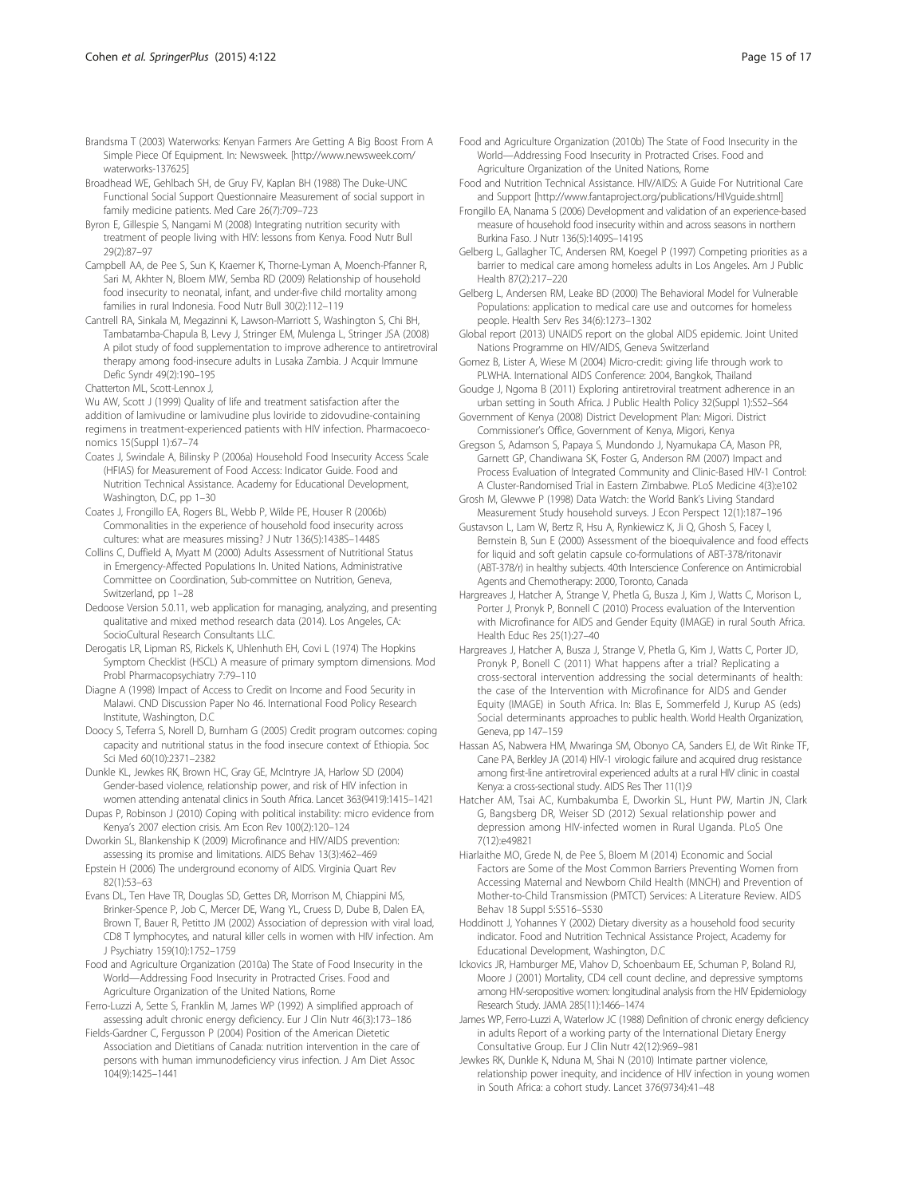Brandsma T (2003) Waterworks: Kenyan Farmers Are Getting A Big Boost From A Simple Piece Of Equipment. In: Newsweek. [http://www.newsweek.com/waterworks-137625]

Broadhead WE, Gehlbach SH, de Gruy FV, Kaplan BH (1988) The Duke-UNC Functional Social Support Questionnaire Measurement of social support in family medicine patients. Med Care 26(7):709–723

Byron E, Gillespie S, Nangami M (2008) Integrating nutrition security with treatment of people living with HIV: lessons from Kenya. Food Nutr Bull 29(2):87–97

Campbell AA, de Pee S, Sun K, Kraemer K, Thorne-Lyman A, Moench-Pfanner R, Sari M, Akhter N, Bloem MW, Semba RD (2009) Relationship of household food insecurity to neonatal, infant, and under-five child mortality among families in rural Indonesia. Food Nutr Bull 30(2):112–119

Cantrell RA, Sinkala M, Megazinni K, Lawson-Marriott S, Washington S, Chi BH, Tambatamba-Chapula B, Levy J, Stringer EM, Mulenga L, Stringer JSA (2008) A pilot study of food supplementation to improve adherence to antiretroviral therapy among food-insecure adults in Lusaka Zambia. J Acquir Immune Defic Syndr 49(2):190–195

Chatterton ML, Scott-Lennox J,

Wu AW, Scott J (1999) Quality of life and treatment satisfaction after the addition of lamivudine or lamivudine plus loviride to zidovudine-containing regimens in treatment-experienced patients with HIV infection. Pharmacoeconomics 15(Suppl 1):67–74

Coates J, Swindale A, Bilinsky P (2006a) Household Food Insecurity Access Scale (HFIAS) for Measurement of Food Access: Indicator Guide. Food and Nutrition Technical Assistance. Academy for Educational Development, Washington, D.C, pp 1–30

Coates J, Frongillo EA, Rogers BL, Webb P, Wilde PE, Houser R (2006b) Commonalities in the experience of household food insecurity across cultures: what are measures missing? J Nutr 136(5):1438S–1448S

Collins C, Duffield A, Myatt M (2000) Adults Assessment of Nutritional Status in Emergency-Affected Populations In. United Nations, Administrative Committee on Coordination, Sub-committee on Nutrition, Geneva, Switzerland, pp 1–28

Dedoose Version 5.0.11, web application for managing, analyzing, and presenting qualitative and mixed method research data (2014). Los Angeles, CA: SocioCultural Research Consultants LLC.

Derogatis LR, Lipman RS, Rickels K, Uhlenhuth EH, Covi L (1974) The Hopkins Symptom Checklist (HSCL) A measure of primary symptom dimensions. Mod Probl Pharmacopsychiatry 7:79–110

Diagne A (1998) Impact of Access to Credit on Income and Food Security in Malawi. CND Discussion Paper No 46. International Food Policy Research Institute, Washington, D.C

Doocy S, Teferra S, Norell D, Burnham G (2005) Credit program outcomes: coping capacity and nutritional status in the food insecure context of Ethiopia. Soc Sci Med 60(10):2371–2382

Dunkle KL, Jewkes RK, Brown HC, Gray GE, McIntryre JA, Harlow SD (2004) Gender-based violence, relationship power, and risk of HIV infection in women attending antenatal clinics in South Africa. Lancet 363(9419):1415–1421

Dupas P, Robinson J (2010) Coping with political instability: micro evidence from Kenya's 2007 election crisis. Am Econ Rev 100(2):120–124

Dworkin SL, Blankenship K (2009) Microfinance and HIV/AIDS prevention: assessing its promise and limitations. AIDS Behav 13(3):462–469

Epstein H (2006) The underground economy of AIDS. Virginia Quart Rev 82(1):53–63

Evans DL, Ten Have TR, Douglas SD, Gettes DR, Morrison M, Chiappini MS, Brinker-Spence P, Job C, Mercer DE, Wang YL, Cruess D, Dube B, Dalen EA, Brown T, Bauer R, Petitto JM (2002) Association of depression with viral load, CD8 T lymphocytes, and natural killer cells in women with HIV infection. Am J Psychiatry 159(10):1752–1759

Food and Agriculture Organization (2010a) The State of Food Insecurity in the World—Addressing Food Insecurity in Protracted Crises. Food and Agriculture Organization of the United Nations, Rome

Ferro-Luzzi A, Sette S, Franklin M, James WP (1992) A simplified approach of assessing adult chronic energy deficiency. Eur J Clin Nutr 46(3):173–186

Fields-Gardner C, Fergusson P (2004) Position of the American Dietetic Association and Dietitians of Canada: nutrition intervention in the care of persons with human immunodeficiency virus infection. J Am Diet Assoc 104(9):1425–1441

Food and Agriculture Organization (2010b) The State of Food Insecurity in the World—Addressing Food Insecurity in Protracted Crises. Food and Agriculture Organization of the United Nations, Rome

Food and Nutrition Technical Assistance. HIV/AIDS: A Guide For Nutritional Care and Support [http://www.fantaproject.org/publications/HIVguide.shtml]

Frongillo EA, Nanama S (2006) Development and validation of an experience-based measure of household food insecurity within and across seasons in northern Burkina Faso. J Nutr 136(5):1409S–1419S

Gelberg L, Gallagher TC, Andersen RM, Koegel P (1997) Competing priorities as a barrier to medical care among homeless adults in Los Angeles. Am J Public Health 87(2):217–220

Gelberg L, Andersen RM, Leake BD (2000) The Behavioral Model for Vulnerable Populations: application to medical care use and outcomes for homeless people. Health Serv Res 34(6):1273–1302

Global report (2013) UNAIDS report on the global AIDS epidemic. Joint United Nations Programme on HIV/AIDS, Geneva Switzerland

Gomez B, Lister A, Wiese M (2004) Micro-credit: giving life through work to PLWHA. International AIDS Conference: 2004, Bangkok, Thailand

Goudge J, Ngoma B (2011) Exploring antiretroviral treatment adherence in an urban setting in South Africa. J Public Health Policy 32(Suppl 1):S52–S64

Government of Kenya (2008) District Development Plan: Migori. District Commissioner's Office, Government of Kenya, Migori, Kenya

Gregson S, Adamson S, Papaya S, Mundondo J, Nyamukapa CA, Mason PR, Garnett GP, Chandiwana SK, Foster G, Anderson RM (2007) Impact and Process Evaluation of Integrated Community and Clinic-Based HIV-1 Control: A Cluster-Randomised Trial in Eastern Zimbabwe. PLoS Medicine 4(3):e102

Grosh M, Glewwe P (1998) Data Watch: the World Bank's Living Standard Measurement Study household surveys. J Econ Perspect 12(1):187–196

Gustavson L, Lam W, Bertz R, Hsu A, Rynkiewicz K, Ji Q, Ghosh S, Facey I, Bernstein B, Sun E (2000) Assessment of the bioequivalence and food effects for liquid and soft gelatin capsule co-formulations of ABT-378/ritonavir (ABT-378/r) in healthy subjects. 40th Interscience Conference on Antimicrobial Agents and Chemotherapy: 2000, Toronto, Canada

Hargreaves J, Hatcher A, Strange V, Phetla G, Busza J, Kim J, Watts C, Morison L, Porter J, Pronyk P, Bonnell C (2010) Process evaluation of the Intervention with Microfinance for AIDS and Gender Equity (IMAGE) in rural South Africa. Health Educ Res 25(1):27–40

Hargreaves J, Hatcher A, Busza J, Strange V, Phetla G, Kim J, Watts C, Porter JD, Pronyk P, Bonell C (2011) What happens after a trial? Replicating a cross-sectoral intervention addressing the social determinants of health: the case of the Intervention with Microfinance for AIDS and Gender Equity (IMAGE) in South Africa. In: Blas E, Sommerfeld J, Kurup AS (eds) Social determinants approaches to public health. World Health Organization, Geneva, pp 147–159

Hassan AS, Nabwera HM, Mwaringa SM, Obonyo CA, Sanders EJ, de Wit Rinke TF, Cane PA, Berkley JA (2014) HIV-1 virologic failure and acquired drug resistance among first-line antiretroviral experienced adults at a rural HIV clinic in coastal Kenya: a cross-sectional study. AIDS Res Ther 11(1):9

Hatcher AM, Tsai AC, Kumbakumba E, Dworkin SL, Hunt PW, Martin JN, Clark G, Bangsberg DR, Weiser SD (2012) Sexual relationship power and depression among HIV-infected women in Rural Uganda. PLoS One 7(12):e49821

Hiarlaithe MO, Grede N, de Pee S, Bloem M (2014) Economic and Social Factors are Some of the Most Common Barriers Preventing Women from Accessing Maternal and Newborn Child Health (MNCH) and Prevention of Mother-to-Child Transmission (PMTCT) Services: A Literature Review. AIDS Behav 18 Suppl 5:S516–S530

Hoddinott J, Yohannes Y (2002) Dietary diversity as a household food security indicator. Food and Nutrition Technical Assistance Project, Academy for Educational Development, Washington, D.C

Ickovics JR, Hamburger ME, Vlahov D, Schoenbaum EE, Schuman P, Boland RJ, Moore J (2001) Mortality, CD4 cell count decline, and depressive symptoms among HIV-seropositive women: longitudinal analysis from the HIV Epidemiology Research Study. JAMA 285(11):1466–1474

James WP, Ferro-Luzzi A, Waterlow JC (1988) Definition of chronic energy deficiency in adults Report of a working party of the International Dietary Energy Consultative Group. Eur J Clin Nutr 42(12):969–981

Jewkes RK, Dunkle K, Nduna M, Shai N (2010) Intimate partner violence, relationship power inequity, and incidence of HIV infection in young women in South Africa: a cohort study. Lancet 376(9734):41–48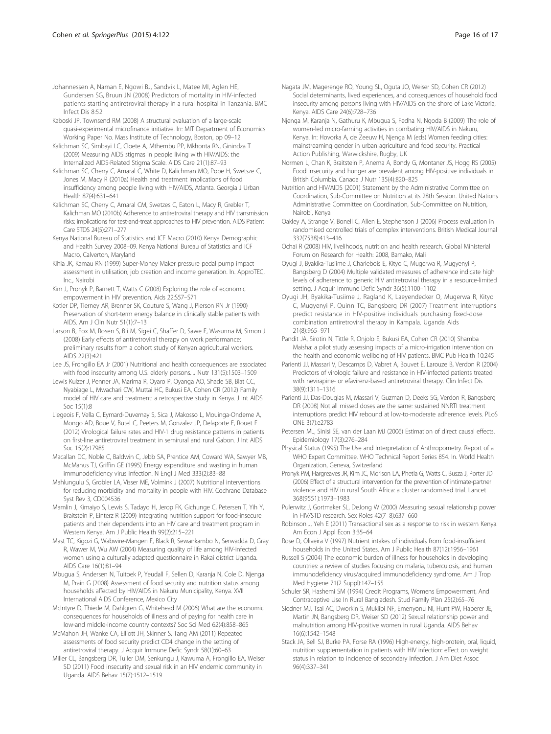Johannessen A, Naman E, Ngowi BJ, Sandvik L, Matee MI, Aglen HE, Gundersen SG, Bruun JN (2008) Predictors of mortality in HIV-infected patients starting antiretroviral therapy in a rural hospital in Tanzania. BMC Infect Dis 8:52

Kaboski JP, Townsend RM (2008) A structural evaluation of a large-scale quasi-experimental microfinance initiative. In: MIT Department of Economics Working Paper No. Mass Institute of Technology, Boston, pp 09–12

Kalichman SC, Simbayi LC, Cloete A, Mthembu PP, Mkhonta RN, Ginindza T (2009) Measuring AIDS stigmas in people living with HIV/AIDS: the Internalized AIDS-Related Stigma Scale. AIDS Care 21(1):87–93

Kalichman SC, Cherry C, Amaral C, White D, Kalichman MO, Pope H, Swetsze C, Jones M, Macy R (2010a) Health and treatment implications of food insufficiency among people living with HIV/AIDS, Atlanta. Georgia J Urban Health 87(4):631–641

Kalichman SC, Cherry C, Amaral CM, Swetzes C, Eaton L, Macy R, Grebler T, Kalichman MO (2010b) Adherence to antiretroviral therapy and HIV transmission risks: implications for test-and-treat approaches to HIV prevention. AIDS Patient Care STDS 24(5):271–277

Kenya National Bureau of Statistics and ICF Macro (2010) Kenya Demographic and Health Survey 2008–09. Kenya National Bureau of Statistics and ICF Macro, Calverton, Maryland

Kihia JK, Kamau RN (1999) Super-Money Maker pressure pedal pump impact assessment in utilisation, job creation and income generation. In. ApproTEC, Inc., Nairobi

Kim J, Pronyk P, Barnett T, Watts C (2008) Exploring the role of economic empowerment in HIV prevention. Aids 22:S57–S71

Kotler DP, Tierney AR, Brenner SK, Couture S, Wang J, Pierson RN Jr (1990) Preservation of short-term energy balance in clinically stable patients with AIDS. Am J Clin Nutr 51(1):7–13

Larson B, Fox M, Rosen S, Bii M, Sigei C, Shaffer D, Sawe F, Wasunna M, Simon J (2008) Early effects of antiretroviral therapy on work performance: preliminary results from a cohort study of Kenyan agricultural workers. AIDS 22(3):421

Lee JS, Frongillo EA Jr (2001) Nutritional and health consequences are associated with food insecurity among U.S. elderly persons. J Nutr 131(5):1503–1509

Lewis Kulzer J, Penner JA, Marima R, Oyaro P, Oyanga AO, Shade SB, Blat CC, Nyabiage L, Mwachari CW, Muttai HC, Bukusi EA, Cohen CR (2012) Family model of HIV care and treatment: a retrospective study in Kenya. J Int AIDS Soc 15(1):8

Liegeois F, Vella C, Eymard-Duvernay S, Sica J, Makosso L, Mouinga-Ondeme A, Mongo AD, Boue V, Butel C, Peeters M, Gonzalez JP, Delaporte E, Rouet F (2012) Virological failure rates and HIV-1 drug resistance patterns in patients on first-line antiretroviral treatment in semirural and rural Gabon. J Int AIDS Soc 15(2):17985

Macallan DC, Noble C, Baldwin C, Jebb SA, Prentice AM, Coward WA, Sawyer MB, McManus TJ, Griffin GE (1995) Energy expenditure and wasting in human immunodeficiency virus infection. N Engl J Med 333(2):83–88

Mahlungulu S, Grobler LA, Visser ME, Volmink J (2007) Nutritional interventions for reducing morbidity and mortality in people with HIV. Cochrane Database Syst Rev 3, CD004536

Mamlin J, Kimaiyo S, Lewis S, Tadayo H, Jerop FK, Gichunge C, Petersen T, Yih Y, Braitstein P, Einterz R (2009) Integrating nutrition support for food-insecure patients and their dependents into an HIV care and treatment program in Western Kenya. Am J Public Health 99(2):215–221

Mast TC, Kigozi G, Wabwire-Mangen F, Black R, Sewankambo N, Serwadda D, Gray R, Wawer M, Wu AW (2004) Measuring quality of life among HIV-infected women using a culturally adapted questionnaire in Rakai district Uganda. AIDS Care 16(1):81–94

Mbugua S, Andersen N, Tuitoek P, Yeudall F, Sellen D, Karanja N, Cole D, Njenga M, Prain G (2008) Assessment of food security and nutrition status among households affected by HIV/AIDS in Nakuru Municipality, Kenya. XVII International AIDS Conference, Mexico City

McIntyre D, Thiede M, Dahlgren G, Whitehead M (2006) What are the economic consequences for households of illness and of paying for health care in low-and middle-income country contexts? Soc Sci Med 62(4):858–865

McMahon JH, Wanke CA, Elliott JH, Skinner S, Tang AM (2011) Repeated assessments of food security predict CD4 change in the setting of antiretroviral therapy. J Acquir Immune Defic Syndr 58(1):60–63

Miller CL, Bangsberg DR, Tuller DM, Senkungu J, Kawuma A, Frongillo EA, Weiser SD (2011) Food insecurity and sexual risk in an HIV endemic community in Uganda. AIDS Behav 15(7):1512–1519

Nagata JM, Magerenge RO, Young SL, Oguta JO, Weiser SD, Cohen CR (2012) Social determinants, lived experiences, and consequences of household food insecurity among persons living with HIV/AIDS on the shore of Lake Victoria, Kenya. AIDS Care 24(6):728–736

Njenga M, Karanja N, Gathuru K, Mbugua S, Fedha N, Ngoda B (2009) The role of women-led micro-farming activities in combating HIV/AIDS in Nakuru, Kenya. In: Hovorka A, de Zeeuw H, Njenga M (eds) Women feeding cities: mainstreaming gender in urban agriculture and food security. Practical Action Publishing, Warwickshire, Rugby, UK

Normen L, Chan K, Braitstein P, Anema A, Bondy G, Montaner JS, Hogg RS (2005) Food insecurity and hunger are prevalent among HIV-positive individuals in British Columbia. Canada J Nutr 135(4):820–825

Nutrition and HIV/AIDS (2001) Statement by the Administrative Committee on Coordination, Sub-Committee on Nutrition at its 28th Session. United Nations Administrative Committee on Coordination, Sub-Committee on Nutrition, Nairobi, Kenya

Oakley A, Strange V, Bonell C, Allen E, Stephenson J (2006) Process evaluation in randomised controlled trials of complex interventions. British Medical Journal 332(7538):413–416

Ochai R (2008) HIV, livelihoods, nutrition and health research. Global Ministerial Forum on Research for Health: 2008, Bamako, Mali

Oyugi J, Byakika-Tusiime J, Charlebois E, Kityo C, Mugerwa R, Mugyenyi P, Bangsberg D (2004) Multiple validated measures of adherence indicate high levels of adherence to generic HIV antiretroviral therapy in a resource-limited setting. J Acquir Immune Defic Syndr 36(5):1100–1102

Oyugi JH, Byakika-Tusiime J, Ragland K, Laeyendecker O, Mugerwa R, Kityo C, Mugyenyi P, Quinn TC, Bangsberg DR (2007) Treatment interruptions predict resistance in HIV-positive individuals purchasing fixed-dose combination antiretroviral therapy in Kampala. Uganda Aids 21(8):965–971

Pandit JA, Sirotin N, Tittle R, Onjolo E, Bukusi EA, Cohen CR (2010) Shamba Maisha: a pilot study assessing impacts of a micro-irrigation intervention on the health and economic wellbeing of HIV patients. BMC Pub Health 10:245

Parienti JJ, Massari V, Descamps D, Vabret A, Bouvet E, Larouze B, Verdon R (2004) Predictors of virologic failure and resistance in HIV-infected patients treated with nevirapine- or efavirenz-based antiretroviral therapy. Clin Infect Dis 38(9):1311–1316

Parienti JJ, Das-Douglas M, Massari V, Guzman D, Deeks SG, Verdon R, Bangsberg DR (2008) Not all missed doses are the same: sustained NNRTI treatment interruptions predict HIV rebound at low-to-moderate adherence levels. PLoS ONE 3(7):e2783

Petersen ML, Sinisi SE, van der Laan MJ (2006) Estimation of direct causal effects. Epidemiology 17(3):276–284

Physical Status (1995) The Use and Interpretation of Anthropometry. Report of a WHO Expert Committee. WHO Technical Report Series 854. In. World Health Organization, Geneva, Switzerland

Pronyk PM, Hargreaves JR, Kim JC, Morison LA, Phetla G, Watts C, Busza J, Porter JD (2006) Effect of a structural intervention for the prevention of intimate-partner violence and HIV in rural South Africa: a cluster randomised trial. Lancet 368(9551):1973–1983

Pulerwitz J, Gortmaker SL, DeJong W (2000) Measuring sexual relationship power in HIV/STD research. Sex Roles 42(7–8):637–660

Robinson J, Yeh E (2011) Transactional sex as a response to risk in western Kenya. Am Econ J Appl Econ 3:35–64

Rose D, Oliveira V (1997) Nutrient intakes of individuals from food-insufficient households in the United States. Am J Public Health 87(12):1956–1961

Russell S (2004) The economic burden of illness for households in developing countries: a review of studies focusing on malaria, tuberculosis, and human immunodeficiency virus/acquired immunodeficiency syndrome. Am J Trop Med Hygiene 71(2 Suppl):147–155

Schuler SR, Hashemi SM (1994) Credit Programs, Womens Empowerment, And Contraceptive Use In Rural Bangladesh. Stud Family Plan 25(2):65–76

Siedner MJ, Tsai AC, Dworkin S, Mukiibi NF, Emenyonu NI, Hunt PW, Haberer JE, Martin JN, Bangsberg DR, Weiser SD (2012) Sexual relationship power and malnutrition among HIV-positive women in rural Uganda. AIDS Behav 16(6):1542–1548

Stack JA, Bell SJ, Burke PA, Forse RA (1996) High-energy, high-protein, oral, liquid, nutrition supplementation in patients with HIV infection: effect on weight status in relation to incidence of secondary infection. J Am Diet Assoc 96(4):337–341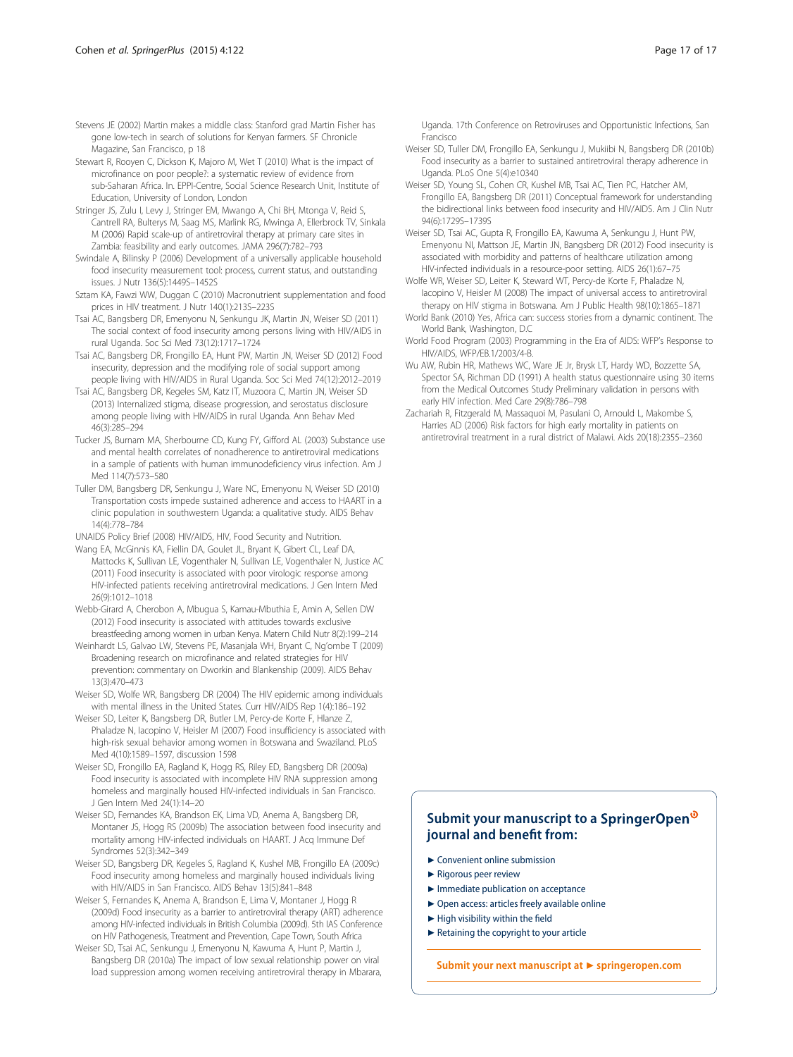Stevens JE (2002) Martin makes a middle class: Stanford grad Martin Fisher has gone low-tech in search of solutions for Kenyan farmers. SF Chronicle Magazine, San Francisco, p 18

Stewart R, Rooyen C, Dickson K, Majoro M, Wet T (2010) What is the impact of microfinance on poor people?: a systematic review of evidence from sub-Saharan Africa. In. EPPI-Centre, Social Science Research Unit, Institute of Education, University of London, London

Stringer JS, Zulu I, Levy J, Stringer EM, Mwango A, Chi BH, Mtonga V, Reid S, Cantrell RA, Bulterys M, Saag MS, Marlink RG, Mwinga A, Ellerbrock TV, Sinkala M (2006) Rapid scale-up of antiretroviral therapy at primary care sites in Zambia: feasibility and early outcomes. JAMA 296(7):782–793

Swindale A, Bilinsky P (2006) Development of a universally applicable household food insecurity measurement tool: process, current status, and outstanding issues. J Nutr 136(5):1449S–1452S

Sztam KA, Fawzi WW, Duggan C (2010) Macronutrient supplementation and food prices in HIV treatment. J Nutr 140(1):213S–223S

Tsai AC, Bangsberg DR, Emenyonu N, Senkungu JK, Martin JN, Weiser SD (2011) The social context of food insecurity among persons living with HIV/AIDS in rural Uganda. Soc Sci Med 73(12):1717–1724

Tsai AC, Bangsberg DR, Frongillo EA, Hunt PW, Martin JN, Weiser SD (2012) Food insecurity, depression and the modifying role of social support among people living with HIV/AIDS in Rural Uganda. Soc Sci Med 74(12):2012–2019

Tsai AC, Bangsberg DR, Kegeles SM, Katz IT, Muzoora C, Martin JN, Weiser SD (2013) Internalized stigma, disease progression, and serostatus disclosure among people living with HIV/AIDS in rural Uganda. Ann Behav Med 46(3):285–294

Tucker JS, Burnam MA, Sherbourne CD, Kung FY, Gifford AL (2003) Substance use and mental health correlates of nonadherence to antiretroviral medications in a sample of patients with human immunodeficiency virus infection. Am J Med 114(7):573–580

Tuller DM, Bangsberg DR, Senkungu J, Ware NC, Emenyonu N, Weiser SD (2010) Transportation costs impede sustained adherence and access to HAART in a clinic population in southwestern Uganda: a qualitative study. AIDS Behav 14(4):778–784

UNAIDS Policy Brief (2008) HIV/AIDS, HIV, Food Security and Nutrition.

Wang EA, McGinnis KA, Fiellin DA, Goulet JL, Bryant K, Gibert CL, Leaf DA, Mattocks K, Sullivan LE, Vogenthaler N, Sullivan LE, Vogenthaler N, Justice AC (2011) Food insecurity is associated with poor virologic response among HIV-infected patients receiving antiretroviral medications. J Gen Intern Med 26(9):1012–1018

Webb-Girard A, Cherobon A, Mbugua S, Kamau-Mbuthia E, Amin A, Sellen DW (2012) Food insecurity is associated with attitudes towards exclusive breastfeeding among women in urban Kenya. Matern Child Nutr 8(2):199–214

Weinhardt LS, Galvao LW, Stevens PE, Masanjala WH, Bryant C, Ng'ombe T (2009) Broadening research on microfinance and related strategies for HIV prevention: commentary on Dworkin and Blankenship (2009). AIDS Behav 13(3):470–473

Weiser SD, Wolfe WR, Bangsberg DR (2004) The HIV epidemic among individuals with mental illness in the United States. Curr HIV/AIDS Rep 1(4):186–192

Weiser SD, Leiter K, Bangsberg DR, Butler LM, Percy-de Korte F, Hlanze Z, Phaladze N, Iacopino V, Heisler M (2007) Food insufficiency is associated with high-risk sexual behavior among women in Botswana and Swaziland. PLoS Med 4(10):1589–1597, discussion 1598

Weiser SD, Frongillo EA, Ragland K, Hogg RS, Riley ED, Bangsberg DR (2009a) Food insecurity is associated with incomplete HIV RNA suppression among homeless and marginally housed HIV-infected individuals in San Francisco. J Gen Intern Med 24(1):14–20

Weiser SD, Fernandes KA, Brandson EK, Lima VD, Anema A, Bangsberg DR, Montaner JS, Hogg RS (2009b) The association between food insecurity and mortality among HIV-infected individuals on HAART. J Acq Immune Def Syndromes 52(3):342–349

Weiser SD, Bangsberg DR, Kegeles S, Ragland K, Kushel MB, Frongillo EA (2009c) Food insecurity among homeless and marginally housed individuals living with HIV/AIDS in San Francisco. AIDS Behav 13(5):841–848

Weiser S, Fernandes K, Anema A, Brandson E, Lima V, Montaner J, Hogg R (2009d) Food insecurity as a barrier to antiretroviral therapy (ART) adherence among HIV-infected individuals in British Columbia (2009d). 5th IAS Conference on HIV Pathogenesis, Treatment and Prevention, Cape Town, South Africa

Weiser SD, Tsai AC, Senkungu J, Emenyonu N, Kawuma A, Hunt P, Martin J, Bangsberg DR (2010a) The impact of low sexual relationship power on viral load suppression among women receiving antiretroviral therapy in Mbarara, Uganda. 17th Conference on Retroviruses and Opportunistic Infections, San Francisco

Weiser SD, Tuller DM, Frongillo EA, Senkungu J, Mukiibi N, Bangsberg DR (2010b) Food insecurity as a barrier to sustained antiretroviral therapy adherence in Uganda. PLoS One 5(4):e10340

Weiser SD, Young SL, Cohen CR, Kushel MB, Tsai AC, Tien PC, Hatcher AM, Frongillo EA, Bangsberg DR (2011) Conceptual framework for understanding the bidirectional links between food insecurity and HIV/AIDS. Am J Clin Nutr 94(6):1729S–1739S

Weiser SD, Tsai AC, Gupta R, Frongillo EA, Kawuma A, Senkungu J, Hunt PW, Emenyonu NI, Mattson JE, Martin JN, Bangsberg DR (2012) Food insecurity is associated with morbidity and patterns of healthcare utilization among HIV-infected individuals in a resource-poor setting. AIDS 26(1):67–75

Wolfe WR, Weiser SD, Leiter K, Steward WT, Percy-de Korte F, Phaladze N, Iacopino V, Heisler M (2008) The impact of universal access to antiretroviral therapy on HIV stigma in Botswana. Am J Public Health 98(10):1865–1871

World Bank (2010) Yes, Africa can: success stories from a dynamic continent. The World Bank, Washington, D.C

World Food Program (2003) Programming in the Era of AIDS: WFP's Response to HIV/AIDS, WFP/EB.1/2003/4-B.

Wu AW, Rubin HR, Mathews WC, Ware JE Jr, Brysk LT, Hardy WD, Bozzette SA, Spector SA, Richman DD (1991) A health status questionnaire using 30 items from the Medical Outcomes Study Preliminary validation in persons with early HIV infection. Med Care 29(8):786–798

Zachariah R, Fitzgerald M, Massaquoi M, Pasulani O, Arnould L, Makombe S, Harries AD (2006) Risk factors for high early mortality in patients on antiretroviral treatment in a rural district of Malawi. Aids 20(18):2355–2360

**Submit your manuscript to a SpringerOpen journal and benefit from:**

- ► Convenient online submission
- ► Rigorous peer review
- ► Immediate publication on acceptance
- ► Open access: articles freely available online
- ► High visibility within the field
- ► Retaining the copyright to your article

**Submit your next manuscript at ► springeropen.com**